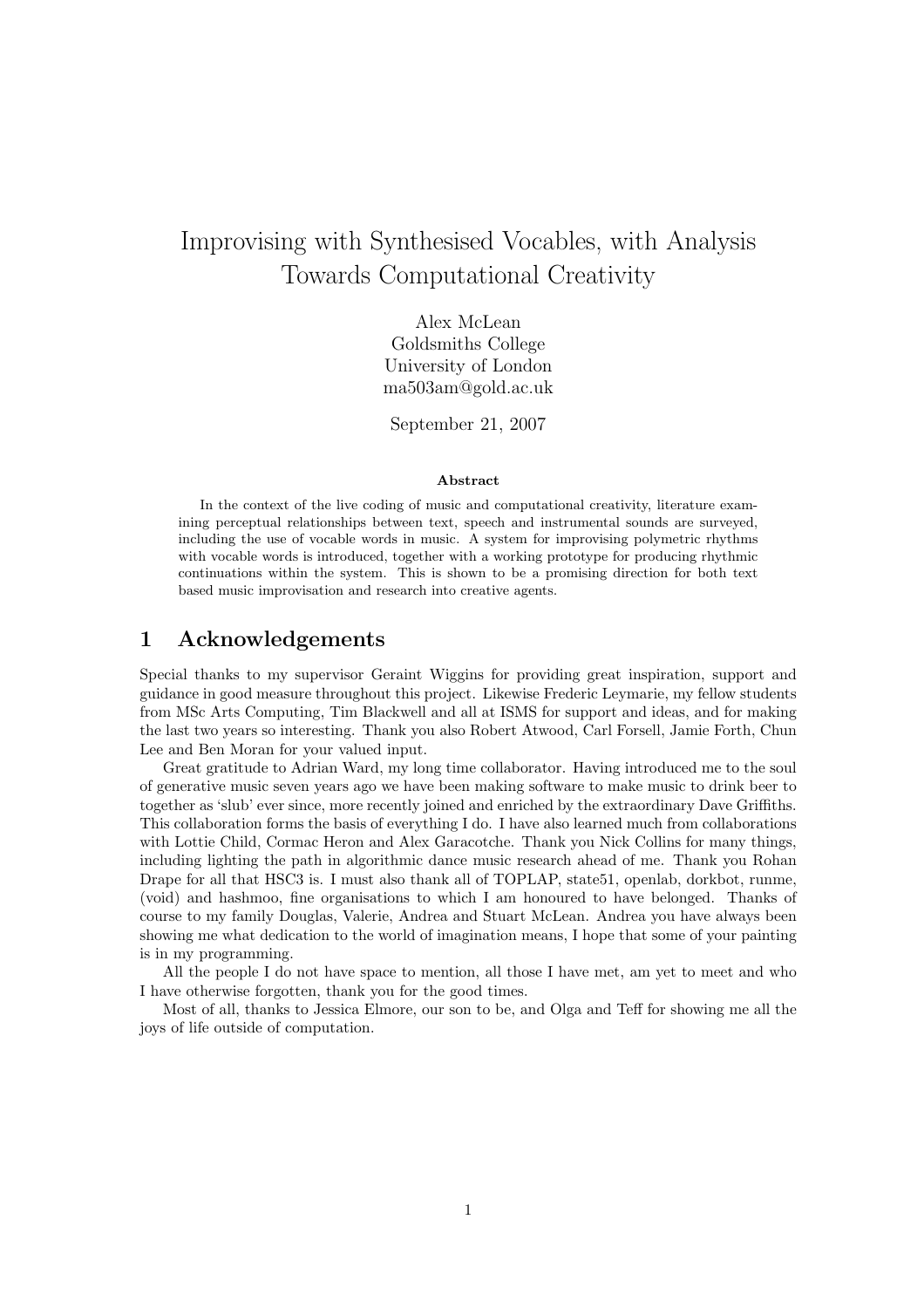# Improvising with Synthesised Vocables, with Analysis Towards Computational Creativity

Alex McLean
Goldsmiths College
University of London
ma503am@gold.ac.uk

September 21, 2007

**Abstract**

In the context of the live coding of music and computational creativity, literature examining perceptual relationships between text, speech and instrumental sounds are surveyed, including the use of vocable words in music. A system for improvising polymetric rhythms with vocable words is introduced, together with a working prototype for producing rhythmic continuations within the system. This is shown to be a promising direction for both text based music improvisation and research into creative agents.

## 1 Acknowledgements

Special thanks to my supervisor Geraint Wiggins for providing great inspiration, support and guidance in good measure throughout this project. Likewise Frederic Leymarie, my fellow students from MSc Arts Computing, Tim Blackwell and all at ISMS for support and ideas, and for making the last two years so interesting. Thank you also Robert Atwood, Carl Forsell, Jamie Forth, Chun Lee and Ben Moran for your valued input.

Great gratitude to Adrian Ward, my long time collaborator. Having introduced me to the soul of generative music seven years ago we have been making software to make music to drink beer to together as 'slub' ever since, more recently joined and enriched by the extraordinary Dave Griffiths. This collaboration forms the basis of everything I do. I have also learned much from collaborations with Lottie Child, Cormac Heron and Alex Garacotche. Thank you Nick Collins for many things, including lighting the path in algorithmic dance music research ahead of me. Thank you Rohan Drape for all that HSC3 is. I must also thank all of TOPLAP, state51, openlab, dorkbot, runme, (void) and hashmoo, fine organisations to which I am honoured to have belonged. Thanks of course to my family Douglas, Valerie, Andrea and Stuart McLean. Andrea you have always been showing me what dedication to the world of imagination means, I hope that some of your painting is in my programming.

All the people I do not have space to mention, all those I have met, am yet to meet and who I have otherwise forgotten, thank you for the good times.

Most of all, thanks to Jessica Elmore, our son to be, and Olga and Teff for showing me all the joys of life outside of computation.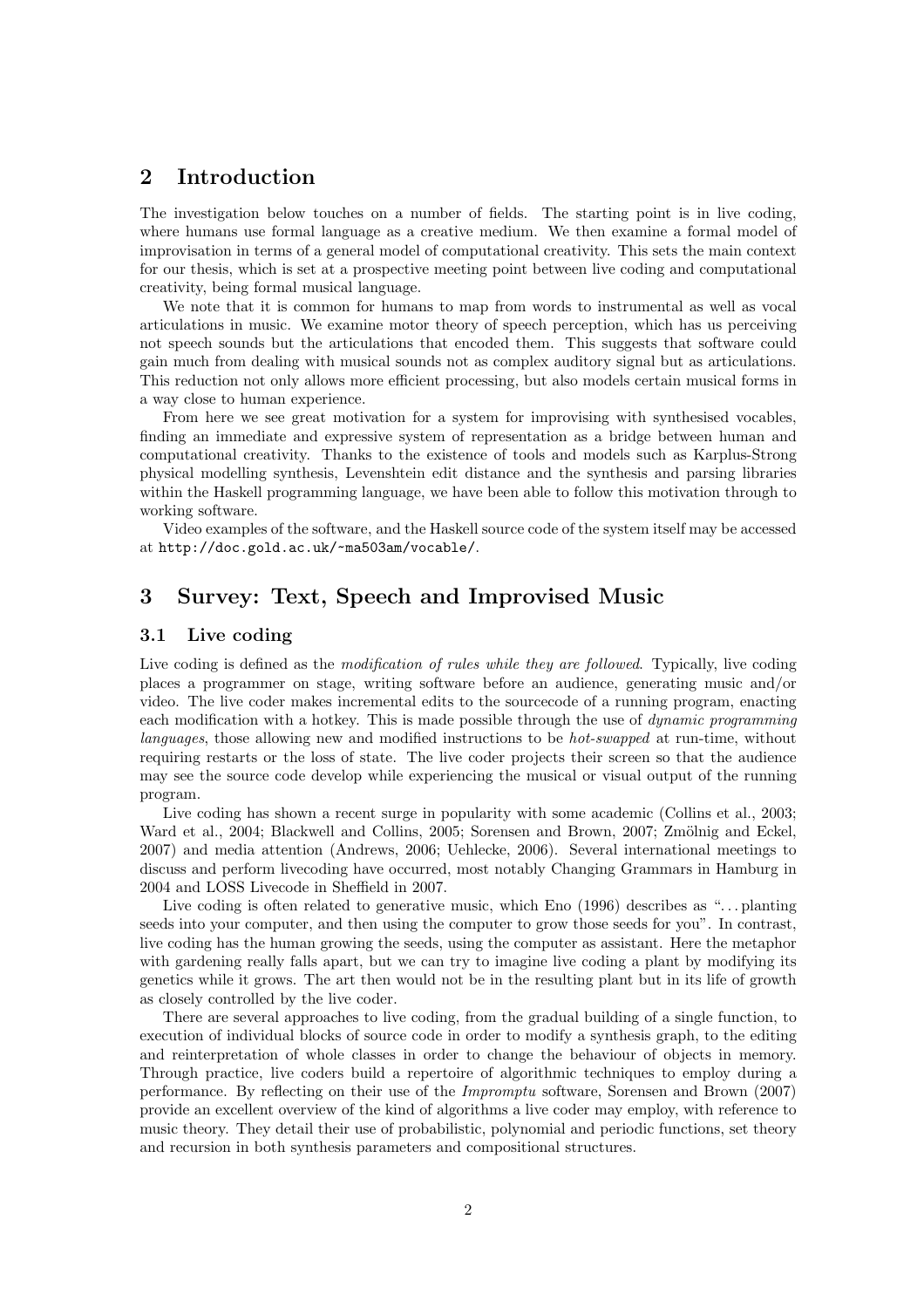## 2 Introduction

The investigation below touches on a number of fields. The starting point is in live coding, where humans use formal language as a creative medium. We then examine a formal model of improvisation in terms of a general model of computational creativity. This sets the main context for our thesis, which is set at a prospective meeting point between live coding and computational creativity, being formal musical language.

We note that it is common for humans to map from words to instrumental as well as vocal articulations in music. We examine motor theory of speech perception, which has us perceiving not speech sounds but the articulations that encoded them. This suggests that software could gain much from dealing with musical sounds not as complex auditory signal but as articulations. This reduction not only allows more efficient processing, but also models certain musical forms in a way close to human experience.

From here we see great motivation for a system for improvising with synthesised vocables, finding an immediate and expressive system of representation as a bridge between human and computational creativity. Thanks to the existence of tools and models such as Karplus-Strong physical modelling synthesis, Levenshtein edit distance and the synthesis and parsing libraries within the Haskell programming language, we have been able to follow this motivation through to working software.

Video examples of the software, and the Haskell source code of the system itself may be accessed at `http://doc.gold.ac.uk/~ma503am/vocable/`.

## 3 Survey: Text, Speech and Improvised Music

### 3.1 Live coding

Live coding is defined as the *modification of rules while they are followed*. Typically, live coding places a programmer on stage, writing software before an audience, generating music and/or video. The live coder makes incremental edits to the sourcecode of a running program, enacting each modification with a hotkey. This is made possible through the use of *dynamic programming languages*, those allowing new and modified instructions to be *hot-swapped* at run-time, without requiring restarts or the loss of state. The live coder projects their screen so that the audience may see the source code develop while experiencing the musical or visual output of the running program.

Live coding has shown a recent surge in popularity with some academic (Collins et al., 2003; Ward et al., 2004; Blackwell and Collins, 2005; Sorensen and Brown, 2007; Zmölnig and Eckel, 2007) and media attention (Andrews, 2006; Uehlecke, 2006). Several international meetings to discuss and perform livecoding have occurred, most notably Changing Grammars in Hamburg in 2004 and LOSS Livecode in Sheffield in 2007.

Live coding is often related to generative music, which Eno (1996) describes as "...planting seeds into your computer, and then using the computer to grow those seeds for you". In contrast, live coding has the human growing the seeds, using the computer as assistant. Here the metaphor with gardening really falls apart, but we can try to imagine live coding a plant by modifying its genetics while it grows. The art then would not be in the resulting plant but in its life of growth as closely controlled by the live coder.

There are several approaches to live coding, from the gradual building of a single function, to execution of individual blocks of source code in order to modify a synthesis graph, to the editing and reinterpretation of whole classes in order to change the behaviour of objects in memory. Through practice, live coders build a repertoire of algorithmic techniques to employ during a performance. By reflecting on their use of the *Impromptu* software, Sorensen and Brown (2007) provide an excellent overview of the kind of algorithms a live coder may employ, with reference to music theory. They detail their use of probabilistic, polynomial and periodic functions, set theory and recursion in both synthesis parameters and compositional structures.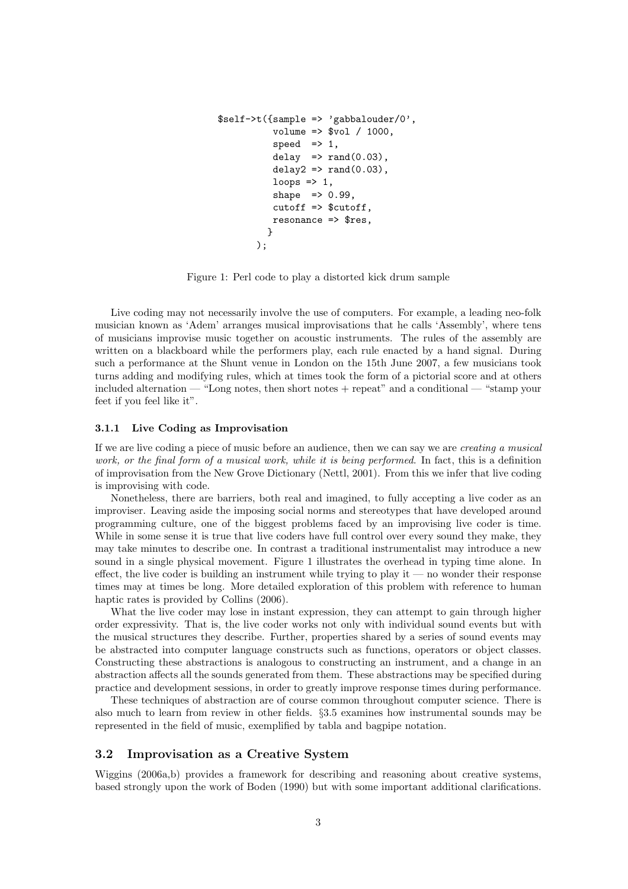```
$self->t({sample => 'gabbalouder/0',
          volume => $vol / 1000,
          speed  => 1,
          delay  => rand(0.03),
          delay2 => rand(0.03),
          loops => 1,
          shape  => 0.99,
          cutoff => $cutoff,
          resonance => $res,
         }
        );
```

Figure 1: Perl code to play a distorted kick drum sample

Live coding may not necessarily involve the use of computers. For example, a leading neo-folk musician known as 'Adem' arranges musical improvisations that he calls 'Assembly', where tens of musicians improvise music together on acoustic instruments. The rules of the assembly are written on a blackboard while the performers play, each rule enacted by a hand signal. During such a performance at the Shunt venue in London on the 15th June 2007, a few musicians took turns adding and modifying rules, which at times took the form of a pictorial score and at others included alternation — "Long notes, then short notes + repeat" and a conditional — "stamp your feet if you feel like it".

#### 3.1.1 Live Coding as Improvisation

If we are live coding a piece of music before an audience, then we can say we are *creating a musical work, or the final form of a musical work, while it is being performed*. In fact, this is a definition of improvisation from the New Grove Dictionary (Nettl, 2001). From this we infer that live coding is improvising with code.

Nonetheless, there are barriers, both real and imagined, to fully accepting a live coder as an improviser. Leaving aside the imposing social norms and stereotypes that have developed around programming culture, one of the biggest problems faced by an improvising live coder is time. While in some sense it is true that live coders have full control over every sound they make, they may take minutes to describe one. In contrast a traditional instrumentalist may introduce a new sound in a single physical movement. Figure 1 illustrates the overhead in typing time alone. In effect, the live coder is building an instrument while trying to play it — no wonder their response times may at times be long. More detailed exploration of this problem with reference to human haptic rates is provided by Collins (2006).

What the live coder may lose in instant expression, they can attempt to gain through higher order expressivity. That is, the live coder works not only with individual sound events but with the musical structures they describe. Further, properties shared by a series of sound events may be abstracted into computer language constructs such as functions, operators or object classes. Constructing these abstractions is analogous to constructing an instrument, and a change in an abstraction affects all the sounds generated from them. These abstractions may be specified during practice and development sessions, in order to greatly improve response times during performance.

These techniques of abstraction are of course common throughout computer science. There is also much to learn from review in other fields. §3.5 examines how instrumental sounds may be represented in the field of music, exemplified by tabla and bagpipe notation.

### 3.2 Improvisation as a Creative System

Wiggins (2006a,b) provides a framework for describing and reasoning about creative systems, based strongly upon the work of Boden (1990) but with some important additional clarifications.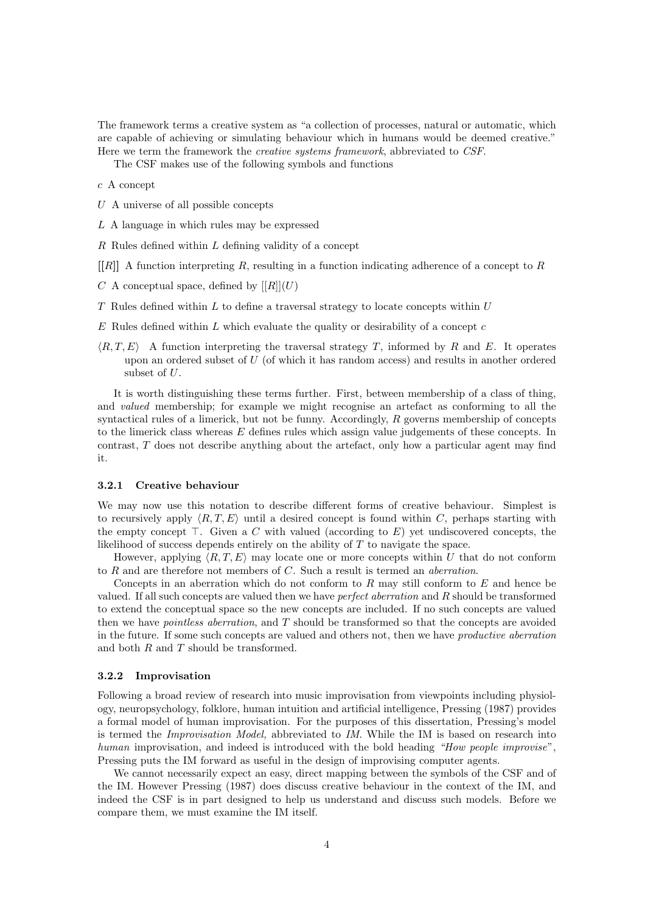The framework terms a creative system as "a collection of processes, natural or automatic, which are capable of achieving or simulating behaviour which in humans would be deemed creative." Here we term the framework the *creative systems framework*, abbreviated to *CSF*.

The CSF makes use of the following symbols and functions

- $c$ A concept
- $U$ A universe of all possible concepts
- $L$ A language in which rules may be expressed
- $R$ Rules defined within $L$ defining validity of a concept
- $[[R]]$ A function interpreting $R$, resulting in a function indicating adherence of a concept to $R$
- $C$ A conceptual space, defined by $[[R]](U)$
- $T$ Rules defined within $L$ to define a traversal strategy to locate concepts within $U$
- $E$ Rules defined within $L$ which evaluate the quality or desirability of a concept $c$
- $\langle R, T, E\rangle$ A function interpreting the traversal strategy $T$, informed by $R$ and $E$. It operates upon an ordered subset of $U$ (of which it has random access) and results in another ordered subset of $U$.

It is worth distinguishing these terms further. First, between membership of a class of thing, and *valued* membership; for example we might recognise an artefact as conforming to all the syntactical rules of a limerick, but not be funny. Accordingly, $R$ governs membership of concepts to the limerick class whereas $E$ defines rules which assign value judgements of these concepts. In contrast, $T$ does not describe anything about the artefact, only how a particular agent may find it.

### 3.2.1 Creative behaviour

We may now use this notation to describe different forms of creative behaviour. Simplest is to recursively apply $\langle R, T, E\rangle$ until a desired concept is found within $C$, perhaps starting with the empty concept $\top$. Given a $C$ with valued (according to $E$) yet undiscovered concepts, the likelihood of success depends entirely on the ability of $T$ to navigate the space.

However, applying $\langle R, T, E\rangle$ may locate one or more concepts within $U$ that do not conform to $R$ and are therefore not members of $C$. Such a result is termed an *aberration*.

Concepts in an aberration which do not conform to $R$ may still conform to $E$ and hence be valued. If all such concepts are valued then we have *perfect aberration* and $R$ should be transformed to extend the conceptual space so the new concepts are included. If no such concepts are valued then we have *pointless aberration*, and $T$ should be transformed so that the concepts are avoided in the future. If some such concepts are valued and others not, then we have *productive aberration* and both $R$ and $T$ should be transformed.

### 3.2.2 Improvisation

Following a broad review of research into music improvisation from viewpoints including physiology, neuropsychology, folklore, human intuition and artificial intelligence, Pressing (1987) provides a formal model of human improvisation. For the purposes of this dissertation, Pressing's model is termed the *Improvisation Model,* abbreviated to *IM*. While the IM is based on research into *human* improvisation, and indeed is introduced with the bold heading *"How people improvise"*, Pressing puts the IM forward as useful in the design of improvising computer agents.

We cannot necessarily expect an easy, direct mapping between the symbols of the CSF and of the IM. However Pressing (1987) does discuss creative behaviour in the context of the IM, and indeed the CSF is in part designed to help us understand and discuss such models. Before we compare them, we must examine the IM itself.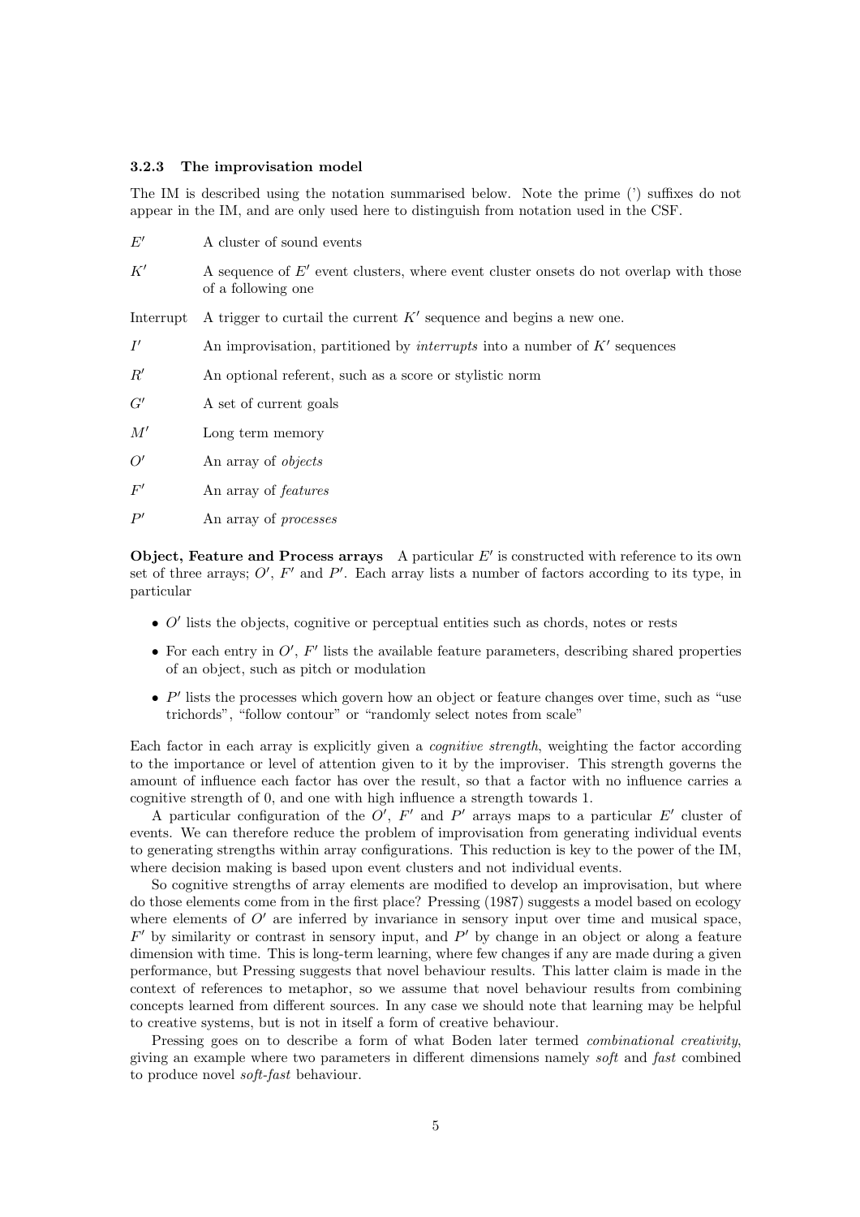#### 3.2.3 The improvisation model

The IM is described using the notation summarised below. Note the prime (') suffixes do not appear in the IM, and are only used here to distinguish from notation used in the CSF.

| | |
|---|---|
| $E'$ | A cluster of sound events |
| $K'$ | A sequence of $E'$ event clusters, where event cluster onsets do not overlap with those of a following one |
| Interrupt | A trigger to curtail the current $K'$ sequence and begins a new one. |
| $I'$ | An improvisation, partitioned by *interrupts* into a number of $K'$ sequences |
| $R'$ | An optional referent, such as a score or stylistic norm |
| $G'$ | A set of current goals |
| $M'$ | Long term memory |
| $O'$ | An array of *objects* |
| $F'$ | An array of *features* |
| $P'$ | An array of *processes* |

**Object, Feature and Process arrays** A particular $E'$ is constructed with reference to its own set of three arrays; $O'$, $F'$ and $P'$. Each array lists a number of factors according to its type, in particular

- $O'$ lists the objects, cognitive or perceptual entities such as chords, notes or rests
- For each entry in $O'$, $F'$ lists the available feature parameters, describing shared properties of an object, such as pitch or modulation
- $P'$ lists the processes which govern how an object or feature changes over time, such as "use trichords", "follow contour" or "randomly select notes from scale"

Each factor in each array is explicitly given a *cognitive strength*, weighting the factor according to the importance or level of attention given to it by the improviser. This strength governs the amount of influence each factor has over the result, so that a factor with no influence carries a cognitive strength of 0, and one with high influence a strength towards 1.

A particular configuration of the $O'$, $F'$ and $P'$ arrays maps to a particular $E'$ cluster of events. We can therefore reduce the problem of improvisation from generating individual events to generating strengths within array configurations. This reduction is key to the power of the IM, where decision making is based upon event clusters and not individual events.

So cognitive strengths of array elements are modified to develop an improvisation, but where do those elements come from in the first place? Pressing (1987) suggests a model based on ecology where elements of $O'$ are inferred by invariance in sensory input over time and musical space, $F'$ by similarity or contrast in sensory input, and $P'$ by change in an object or along a feature dimension with time. This is long-term learning, where few changes if any are made during a given performance, but Pressing suggests that novel behaviour results. This latter claim is made in the context of references to metaphor, so we assume that novel behaviour results from combining concepts learned from different sources. In any case we should note that learning may be helpful to creative systems, but is not in itself a form of creative behaviour.

Pressing goes on to describe a form of what Boden later termed *combinational creativity*, giving an example where two parameters in different dimensions namely *soft* and *fast* combined to produce novel *soft-fast* behaviour.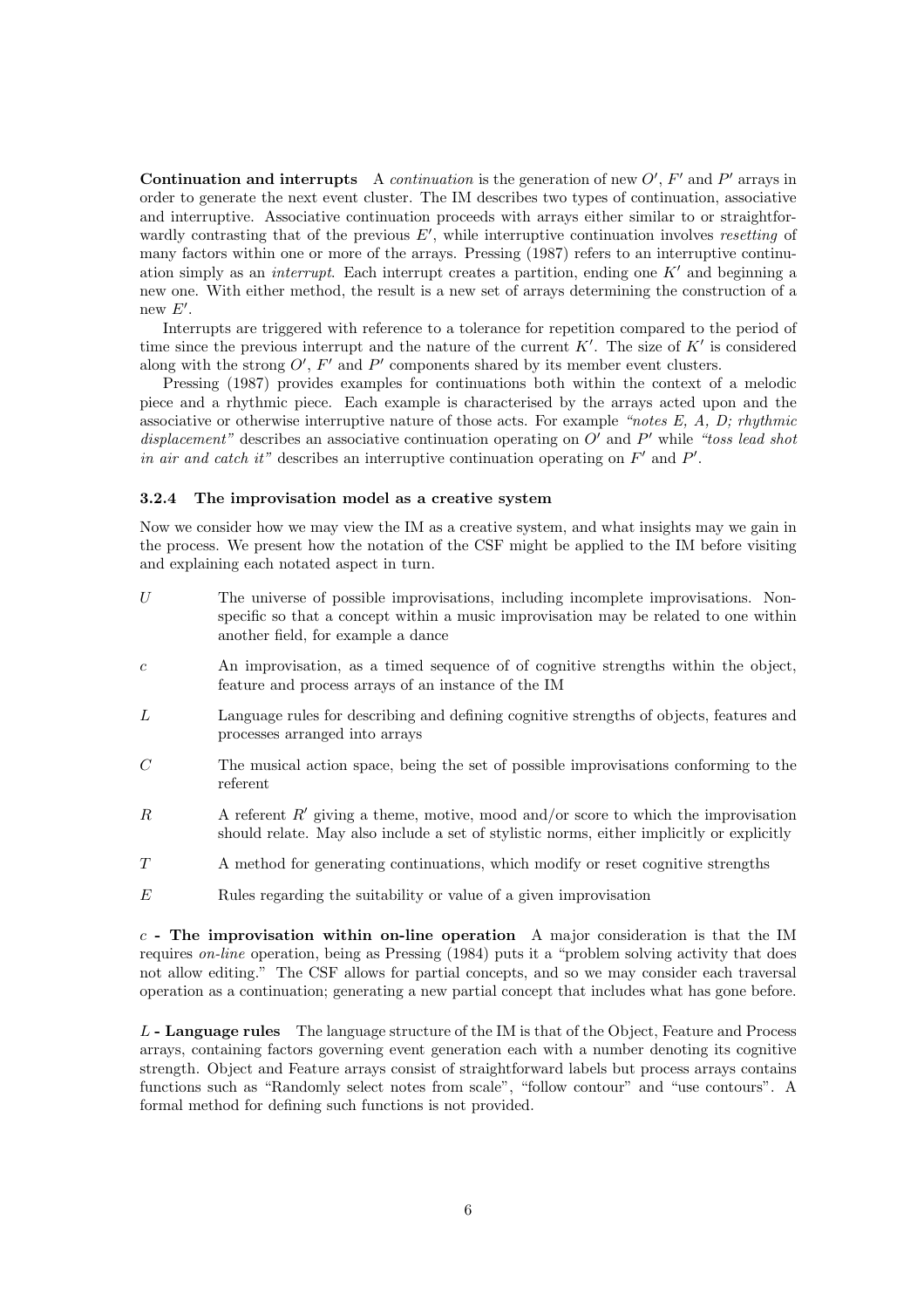**Continuation and interrupts** A *continuation* is the generation of new $O'$, $F'$ and $P'$ arrays in order to generate the next event cluster. The IM describes two types of continuation, associative and interruptive. Associative continuation proceeds with arrays either similar to or straightforwardly contrasting that of the previous $E'$, while interruptive continuation involves *resetting* of many factors within one or more of the arrays. Pressing (1987) refers to an interruptive continuation simply as an *interrupt*. Each interrupt creates a partition, ending one $K'$ and beginning a new one. With either method, the result is a new set of arrays determining the construction of a new $E'$.

Interrupts are triggered with reference to a tolerance for repetition compared to the period of time since the previous interrupt and the nature of the current $K'$. The size of $K'$ is considered along with the strong $O'$, $F'$ and $P'$ components shared by its member event clusters.

Pressing (1987) provides examples for continuations both within the context of a melodic piece and a rhythmic piece. Each example is characterised by the arrays acted upon and the associative or otherwise interruptive nature of those acts. For example *"notes E, A, D; rhythmic displacement"* describes an associative continuation operating on $O'$ and $P'$ while *"toss lead shot in air and catch it"* describes an interruptive continuation operating on $F'$ and $P'$.

### 3.2.4 The improvisation model as a creative system

Now we consider how we may view the IM as a creative system, and what insights may we gain in the process. We present how the notation of the CSF might be applied to the IM before visiting and explaining each notated aspect in turn.

- $U$ — The universe of possible improvisations, including incomplete improvisations. Non-specific so that a concept within a music improvisation may be related to one within another field, for example a dance
- $c$ — An improvisation, as a timed sequence of of cognitive strengths within the object, feature and process arrays of an instance of the IM
- $L$ — Language rules for describing and defining cognitive strengths of objects, features and processes arranged into arrays
- $C$ — The musical action space, being the set of possible improvisations conforming to the referent
- $R$ — A referent $R'$ giving a theme, motive, mood and/or score to which the improvisation should relate. May also include a set of stylistic norms, either implicitly or explicitly
- $T$ — A method for generating continuations, which modify or reset cognitive strengths
- $E$ — Rules regarding the suitability or value of a given improvisation

**$c$ - The improvisation within on-line operation** A major consideration is that the IM requires *on-line* operation, being as Pressing (1984) puts it a "problem solving activity that does not allow editing." The CSF allows for partial concepts, and so we may consider each traversal operation as a continuation; generating a new partial concept that includes what has gone before.

**$L$ - Language rules** The language structure of the IM is that of the Object, Feature and Process arrays, containing factors governing event generation each with a number denoting its cognitive strength. Object and Feature arrays consist of straightforward labels but process arrays contains functions such as "Randomly select notes from scale", "follow contour" and "use contours". A formal method for defining such functions is not provided.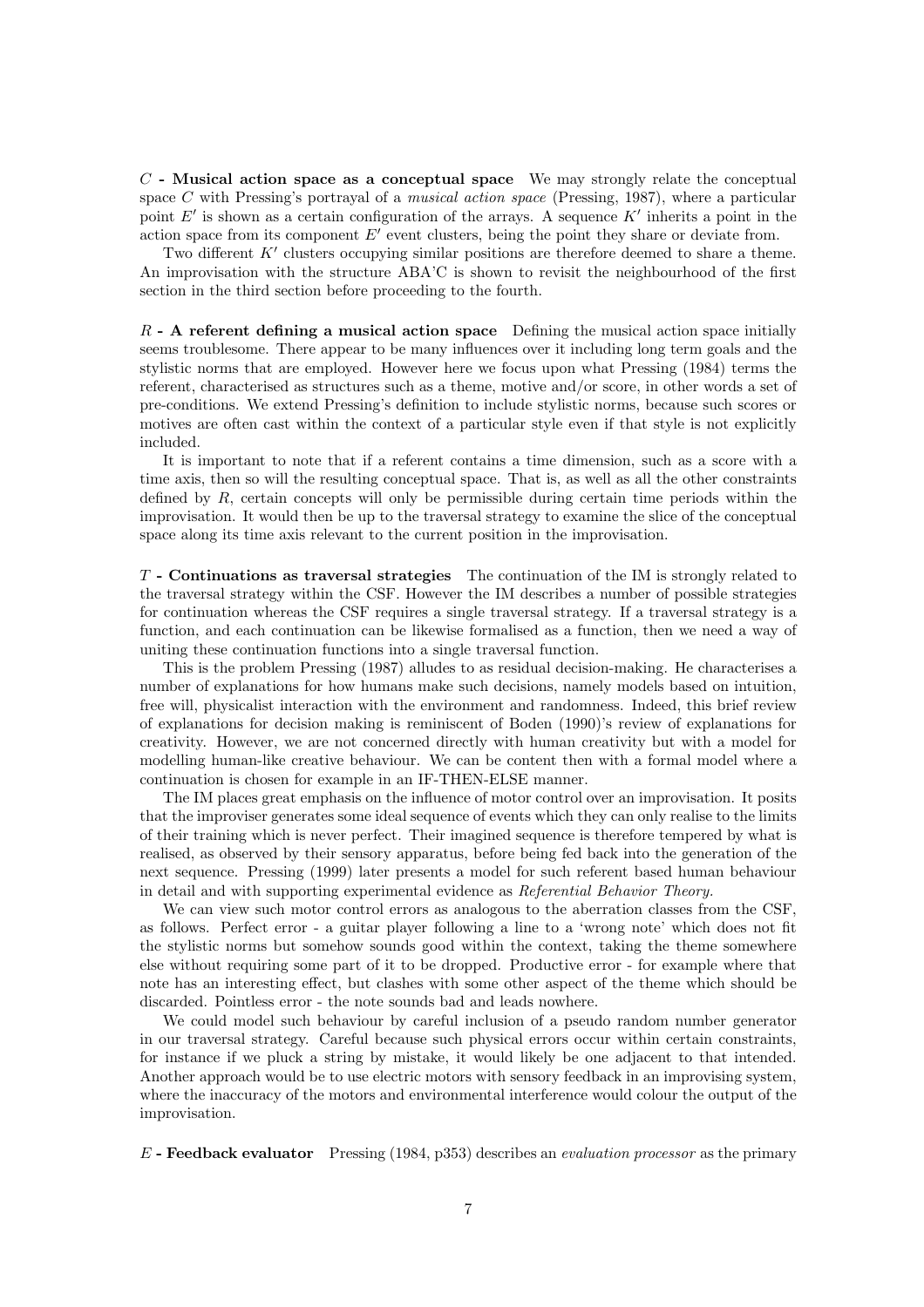**$C$ - Musical action space as a conceptual space** We may strongly relate the conceptual space $C$ with Pressing's portrayal of a *musical action space* (Pressing, 1987), where a particular point $E'$ is shown as a certain configuration of the arrays. A sequence $K'$ inherits a point in the action space from its component $E'$ event clusters, being the point they share or deviate from.

Two different $K'$ clusters occupying similar positions are therefore deemed to share a theme. An improvisation with the structure ABA'C is shown to revisit the neighbourhood of the first section in the third section before proceeding to the fourth.

**$R$ - A referent defining a musical action space** Defining the musical action space initially seems troublesome. There appear to be many influences over it including long term goals and the stylistic norms that are employed. However here we focus upon what Pressing (1984) terms the referent, characterised as structures such as a theme, motive and/or score, in other words a set of pre-conditions. We extend Pressing's definition to include stylistic norms, because such scores or motives are often cast within the context of a particular style even if that style is not explicitly included.

It is important to note that if a referent contains a time dimension, such as a score with a time axis, then so will the resulting conceptual space. That is, as well as all the other constraints defined by $R$, certain concepts will only be permissible during certain time periods within the improvisation. It would then be up to the traversal strategy to examine the slice of the conceptual space along its time axis relevant to the current position in the improvisation.

**$T$ - Continuations as traversal strategies** The continuation of the IM is strongly related to the traversal strategy within the CSF. However the IM describes a number of possible strategies for continuation whereas the CSF requires a single traversal strategy. If a traversal strategy is a function, and each continuation can be likewise formalised as a function, then we need a way of uniting these continuation functions into a single traversal function.

This is the problem Pressing (1987) alludes to as residual decision-making. He characterises a number of explanations for how humans make such decisions, namely models based on intuition, free will, physicalist interaction with the environment and randomness. Indeed, this brief review of explanations for decision making is reminiscent of Boden (1990)'s review of explanations for creativity. However, we are not concerned directly with human creativity but with a model for modelling human-like creative behaviour. We can be content then with a formal model where a continuation is chosen for example in an IF-THEN-ELSE manner.

The IM places great emphasis on the influence of motor control over an improvisation. It posits that the improviser generates some ideal sequence of events which they can only realise to the limits of their training which is never perfect. Their imagined sequence is therefore tempered by what is realised, as observed by their sensory apparatus, before being fed back into the generation of the next sequence. Pressing (1999) later presents a model for such referent based human behaviour in detail and with supporting experimental evidence as *Referential Behavior Theory.*

We can view such motor control errors as analogous to the aberration classes from the CSF, as follows. Perfect error - a guitar player following a line to a 'wrong note' which does not fit the stylistic norms but somehow sounds good within the context, taking the theme somewhere else without requiring some part of it to be dropped. Productive error - for example where that note has an interesting effect, but clashes with some other aspect of the theme which should be discarded. Pointless error - the note sounds bad and leads nowhere.

We could model such behaviour by careful inclusion of a pseudo random number generator in our traversal strategy. Careful because such physical errors occur within certain constraints, for instance if we pluck a string by mistake, it would likely be one adjacent to that intended. Another approach would be to use electric motors with sensory feedback in an improvising system, where the inaccuracy of the motors and environmental interference would colour the output of the improvisation.

**$E$ - Feedback evaluator** Pressing (1984, p353) describes an *evaluation processor* as the primary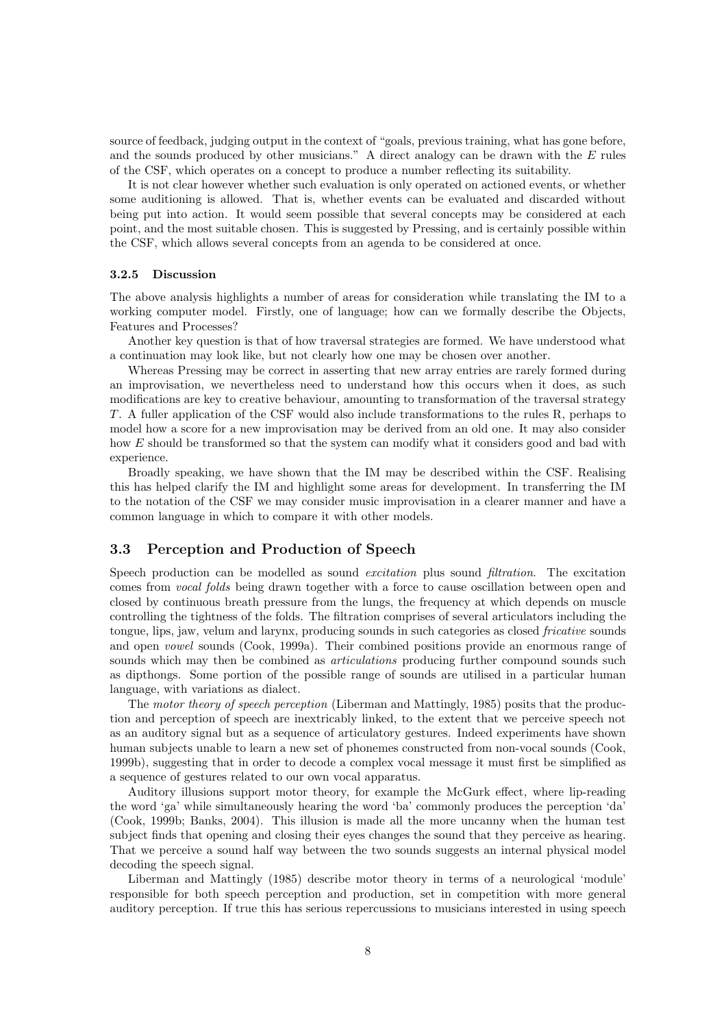source of feedback, judging output in the context of "goals, previous training, what has gone before, and the sounds produced by other musicians." A direct analogy can be drawn with the $E$ rules of the CSF, which operates on a concept to produce a number reflecting its suitability.

It is not clear however whether such evaluation is only operated on actioned events, or whether some auditioning is allowed. That is, whether events can be evaluated and discarded without being put into action. It would seem possible that several concepts may be considered at each point, and the most suitable chosen. This is suggested by Pressing, and is certainly possible within the CSF, which allows several concepts from an agenda to be considered at once.

#### 3.2.5 Discussion

The above analysis highlights a number of areas for consideration while translating the IM to a working computer model. Firstly, one of language; how can we formally describe the Objects, Features and Processes?

Another key question is that of how traversal strategies are formed. We have understood what a continuation may look like, but not clearly how one may be chosen over another.

Whereas Pressing may be correct in asserting that new array entries are rarely formed during an improvisation, we nevertheless need to understand how this occurs when it does, as such modifications are key to creative behaviour, amounting to transformation of the traversal strategy $T$. A fuller application of the CSF would also include transformations to the rules R, perhaps to model how a score for a new improvisation may be derived from an old one. It may also consider how $E$ should be transformed so that the system can modify what it considers good and bad with experience.

Broadly speaking, we have shown that the IM may be described within the CSF. Realising this has helped clarify the IM and highlight some areas for development. In transferring the IM to the notation of the CSF we may consider music improvisation in a clearer manner and have a common language in which to compare it with other models.

### 3.3 Perception and Production of Speech

Speech production can be modelled as sound *excitation* plus sound *filtration*. The excitation comes from *vocal folds* being drawn together with a force to cause oscillation between open and closed by continuous breath pressure from the lungs, the frequency at which depends on muscle controlling the tightness of the folds. The filtration comprises of several articulators including the tongue, lips, jaw, velum and larynx, producing sounds in such categories as closed *fricative* sounds and open *vowel* sounds (Cook, 1999a). Their combined positions provide an enormous range of sounds which may then be combined as *articulations* producing further compound sounds such as dipthongs. Some portion of the possible range of sounds are utilised in a particular human language, with variations as dialect.

The *motor theory of speech perception* (Liberman and Mattingly, 1985) posits that the production and perception of speech are inextricably linked, to the extent that we perceive speech not as an auditory signal but as a sequence of articulatory gestures. Indeed experiments have shown human subjects unable to learn a new set of phonemes constructed from non-vocal sounds (Cook, 1999b), suggesting that in order to decode a complex vocal message it must first be simplified as a sequence of gestures related to our own vocal apparatus.

Auditory illusions support motor theory, for example the McGurk effect, where lip-reading the word 'ga' while simultaneously hearing the word 'ba' commonly produces the perception 'da' (Cook, 1999b; Banks, 2004). This illusion is made all the more uncanny when the human test subject finds that opening and closing their eyes changes the sound that they perceive as hearing. That we perceive a sound half way between the two sounds suggests an internal physical model decoding the speech signal.

Liberman and Mattingly (1985) describe motor theory in terms of a neurological 'module' responsible for both speech perception and production, set in competition with more general auditory perception. If true this has serious repercussions to musicians interested in using speech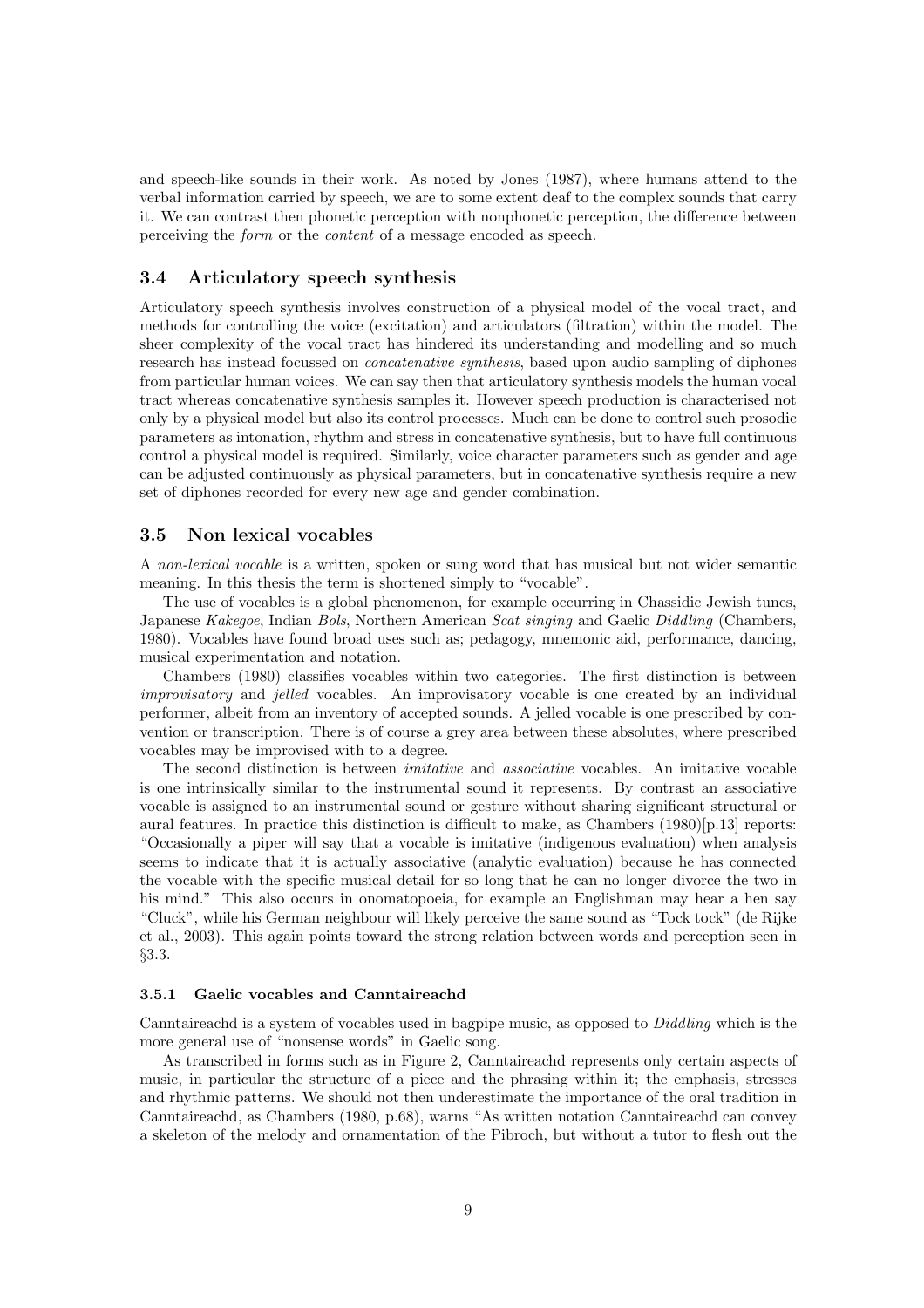and speech-like sounds in their work. As noted by Jones (1987), where humans attend to the verbal information carried by speech, we are to some extent deaf to the complex sounds that carry it. We can contrast then phonetic perception with nonphonetic perception, the difference between perceiving the *form* or the *content* of a message encoded as speech.

## 3.4 Articulatory speech synthesis

Articulatory speech synthesis involves construction of a physical model of the vocal tract, and methods for controlling the voice (excitation) and articulators (filtration) within the model. The sheer complexity of the vocal tract has hindered its understanding and modelling and so much research has instead focussed on *concatenative synthesis*, based upon audio sampling of diphones from particular human voices. We can say then that articulatory synthesis models the human vocal tract whereas concatenative synthesis samples it. However speech production is characterised not only by a physical model but also its control processes. Much can be done to control such prosodic parameters as intonation, rhythm and stress in concatenative synthesis, but to have full continuous control a physical model is required. Similarly, voice character parameters such as gender and age can be adjusted continuously as physical parameters, but in concatenative synthesis require a new set of diphones recorded for every new age and gender combination.

## 3.5 Non lexical vocables

A *non-lexical vocable* is a written, spoken or sung word that has musical but not wider semantic meaning. In this thesis the term is shortened simply to "vocable".

The use of vocables is a global phenomenon, for example occurring in Chassidic Jewish tunes, Japanese *Kakegoe*, Indian *Bols*, Northern American *Scat singing* and Gaelic *Diddling* (Chambers, 1980). Vocables have found broad uses such as; pedagogy, mnemonic aid, performance, dancing, musical experimentation and notation.

Chambers (1980) classifies vocables within two categories. The first distinction is between *improvisatory* and *jelled* vocables. An improvisatory vocable is one created by an individual performer, albeit from an inventory of accepted sounds. A jelled vocable is one prescribed by convention or transcription. There is of course a grey area between these absolutes, where prescribed vocables may be improvised with to a degree.

The second distinction is between *imitative* and *associative* vocables. An imitative vocable is one intrinsically similar to the instrumental sound it represents. By contrast an associative vocable is assigned to an instrumental sound or gesture without sharing significant structural or aural features. In practice this distinction is difficult to make, as Chambers (1980)[p.13] reports: "Occasionally a piper will say that a vocable is imitative (indigenous evaluation) when analysis seems to indicate that it is actually associative (analytic evaluation) because he has connected the vocable with the specific musical detail for so long that he can no longer divorce the two in his mind." This also occurs in onomatopoeia, for example an Englishman may hear a hen say "Cluck", while his German neighbour will likely perceive the same sound as "Tock tock" (de Rijke et al., 2003). This again points toward the strong relation between words and perception seen in §3.3.

### 3.5.1 Gaelic vocables and Canntaireachd

Canntaireachd is a system of vocables used in bagpipe music, as opposed to *Diddling* which is the more general use of "nonsense words" in Gaelic song.

As transcribed in forms such as in Figure 2, Canntaireachd represents only certain aspects of music, in particular the structure of a piece and the phrasing within it; the emphasis, stresses and rhythmic patterns. We should not then underestimate the importance of the oral tradition in Canntaireachd, as Chambers (1980, p.68), warns "As written notation Canntaireachd can convey a skeleton of the melody and ornamentation of the Pibroch, but without a tutor to flesh out the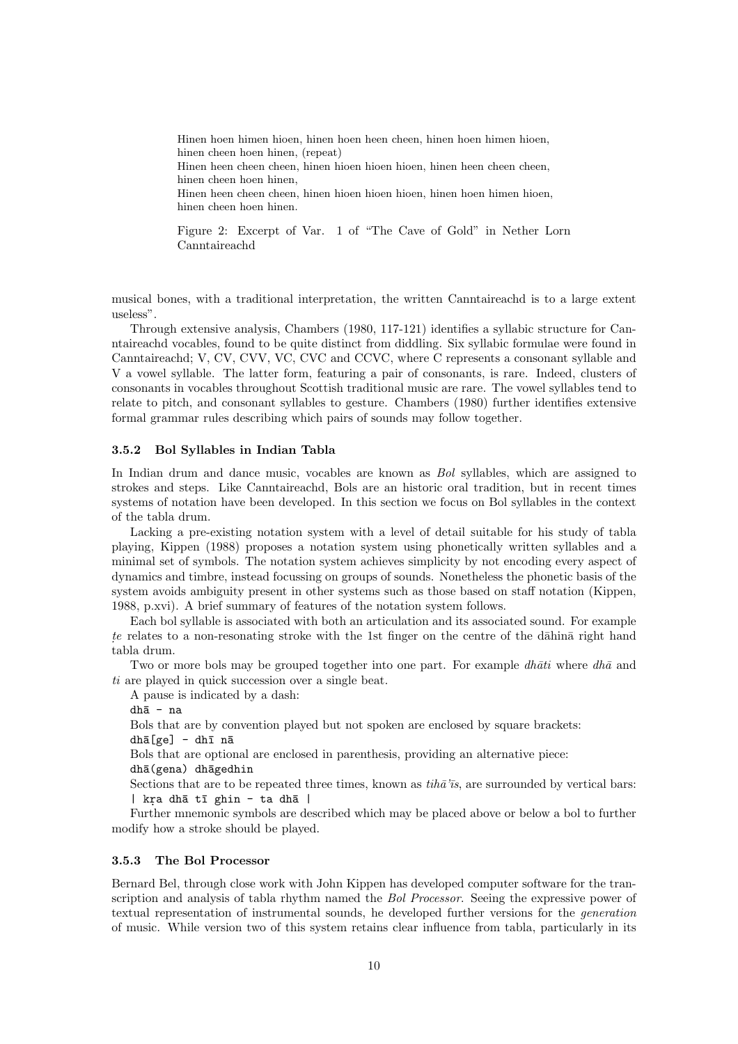Hinen hoen himen hioen, hinen hoen heen cheen, hinen hoen himen hioen,
hinen cheen hoen hinen, (repeat)
Hinen heen cheen cheen, hinen hioen hioen hioen, hinen heen cheen cheen,
hinen cheen hoen hinen,
Hinen heen cheen cheen, hinen hioen hioen hioen, hinen hoen himen hioen,
hinen cheen hoen hinen.

Figure 2: Excerpt of Var. 1 of "The Cave of Gold" in Nether Lorn Canntaireachd

musical bones, with a traditional interpretation, the written Canntaireachd is to a large extent useless".

Through extensive analysis, Chambers (1980, 117-121) identifies a syllabic structure for Canntaireachd vocables, found to be quite distinct from diddling. Six syllabic formulae were found in Canntaireachd; V, CV, CVV, VC, CVC and CCVC, where C represents a consonant syllable and V a vowel syllable. The latter form, featuring a pair of consonants, is rare. Indeed, clusters of consonants in vocables throughout Scottish traditional music are rare. The vowel syllables tend to relate to pitch, and consonant syllables to gesture. Chambers (1980) further identifies extensive formal grammar rules describing which pairs of sounds may follow together.

### 3.5.2 Bol Syllables in Indian Tabla

In Indian drum and dance music, vocables are known as *Bol* syllables, which are assigned to strokes and steps. Like Canntaireachd, Bols are an historic oral tradition, but in recent times systems of notation have been developed. In this section we focus on Bol syllables in the context of the tabla drum.

Lacking a pre-existing notation system with a level of detail suitable for his study of tabla playing, Kippen (1988) proposes a notation system using phonetically written syllables and a minimal set of symbols. The notation system achieves simplicity by not encoding every aspect of dynamics and timbre, instead focussing on groups of sounds. Nonetheless the phonetic basis of the system avoids ambiguity present in other systems such as those based on staff notation (Kippen, 1988, p.xvi). A brief summary of features of the notation system follows.

Each bol syllable is associated with both an articulation and its associated sound. For example *ṭe* relates to a non-resonating stroke with the 1st finger on the centre of the dāhinā right hand tabla drum.

Two or more bols may be grouped together into one part. For example *dhāti* where *dhā* and *ti* are played in quick succession over a single beat.

A pause is indicated by a dash:

```
dhā - na
```

Bols that are by convention played but not spoken are enclosed by square brackets:

```
dhā[ge] - dhī nā
```

Bols that are optional are enclosed in parenthesis, providing an alternative piece:

```
dhā(gena) dhāgedhin
```

Sections that are to be repeated three times, known as *tihā'īs*, are surrounded by vertical bars:

```
| kṛa dhā tī ghin - ta dhā |
```

Further mnemonic symbols are described which may be placed above or below a bol to further modify how a stroke should be played.

### 3.5.3 The Bol Processor

Bernard Bel, through close work with John Kippen has developed computer software for the transcription and analysis of tabla rhythm named the *Bol Processor*. Seeing the expressive power of textual representation of instrumental sounds, he developed further versions for the *generation* of music. While version two of this system retains clear influence from tabla, particularly in its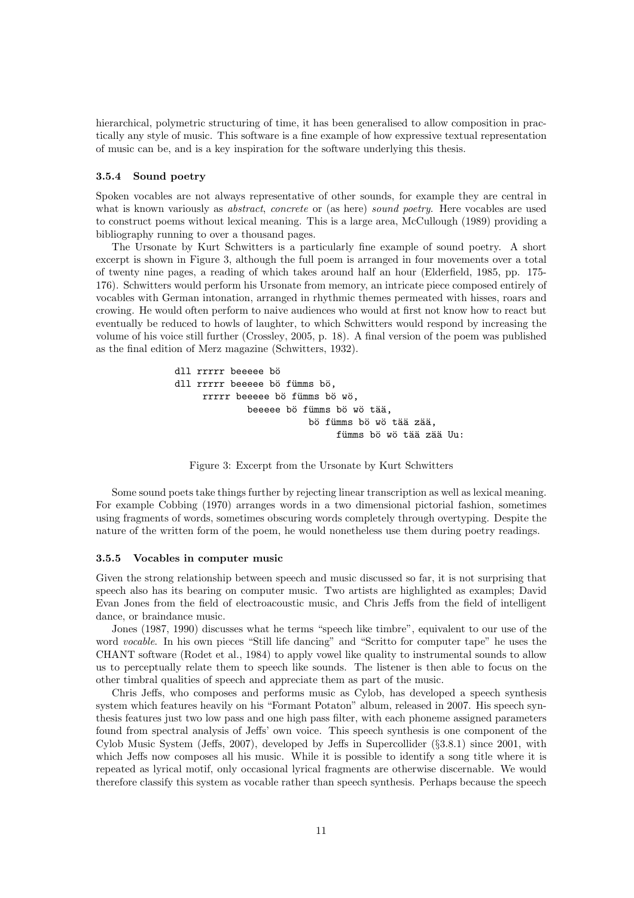hierarchical, polymetric structuring of time, it has been generalised to allow composition in practically any style of music. This software is a fine example of how expressive textual representation of music can be, and is a key inspiration for the software underlying this thesis.

### 3.5.4 Sound poetry

Spoken vocables are not always representative of other sounds, for example they are central in what is known variously as *abstract*, *concrete* or (as here) *sound poetry*. Here vocables are used to construct poems without lexical meaning. This is a large area, McCullough (1989) providing a bibliography running to over a thousand pages.

The Ursonate by Kurt Schwitters is a particularly fine example of sound poetry. A short excerpt is shown in Figure 3, although the full poem is arranged in four movements over a total of twenty nine pages, a reading of which takes around half an hour (Elderfield, 1985, pp. 175-176). Schwitters would perform his Ursonate from memory, an intricate piece composed entirely of vocables with German intonation, arranged in rhythmic themes permeated with hisses, roars and crowing. He would often perform to naive audiences who would at first not know how to react but eventually be reduced to howls of laughter, to which Schwitters would respond by increasing the volume of his voice still further (Crossley, 2005, p. 18). A final version of the poem was published as the final edition of Merz magazine (Schwitters, 1932).

```
dll rrrrr beeeee bö
dll rrrrr beeeee bö fümms bö,
     rrrrr beeeee bö fümms bö wö,
            beeeee bö fümms bö wö tää,
                      bö fümms bö wö tää zää,
                           fümms bö wö tää zää Uu:
```

Figure 3: Excerpt from the Ursonate by Kurt Schwitters

Some sound poets take things further by rejecting linear transcription as well as lexical meaning. For example Cobbing (1970) arranges words in a two dimensional pictorial fashion, sometimes using fragments of words, sometimes obscuring words completely through overtyping. Despite the nature of the written form of the poem, he would nonetheless use them during poetry readings.

### 3.5.5 Vocables in computer music

Given the strong relationship between speech and music discussed so far, it is not surprising that speech also has its bearing on computer music. Two artists are highlighted as examples; David Evan Jones from the field of electroacoustic music, and Chris Jeffs from the field of intelligent dance, or braindance music.

Jones (1987, 1990) discusses what he terms "speech like timbre", equivalent to our use of the word *vocable*. In his own pieces "Still life dancing" and "Scritto for computer tape" he uses the CHANT software (Rodet et al., 1984) to apply vowel like quality to instrumental sounds to allow us to perceptually relate them to speech like sounds. The listener is then able to focus on the other timbral qualities of speech and appreciate them as part of the music.

Chris Jeffs, who composes and performs music as Cylob, has developed a speech synthesis system which features heavily on his "Formant Potaton" album, released in 2007. His speech synthesis features just two low pass and one high pass filter, with each phoneme assigned parameters found from spectral analysis of Jeffs' own voice. This speech synthesis is one component of the Cylob Music System (Jeffs, 2007), developed by Jeffs in Supercollider (§3.8.1) since 2001, with which Jeffs now composes all his music. While it is possible to identify a song title where it is repeated as lyrical motif, only occasional lyrical fragments are otherwise discernable. We would therefore classify this system as vocable rather than speech synthesis. Perhaps because the speech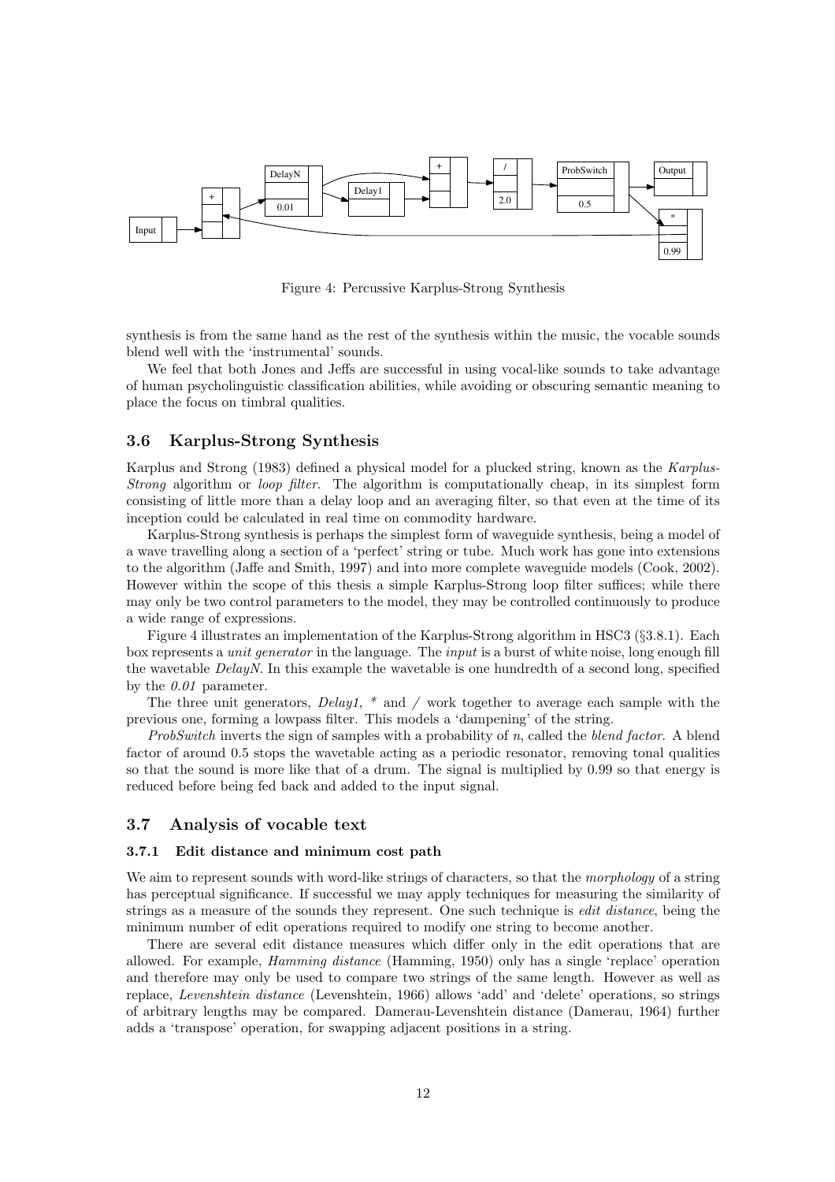Figure 4: Percussive Karplus-Strong Synthesis

synthesis is from the same hand as the rest of the synthesis within the music, the vocable sounds blend well with the 'instrumental' sounds.

We feel that both Jones and Jeffs are successful in using vocal-like sounds to take advantage of human psycholinguistic classification abilities, while avoiding or obscuring semantic meaning to place the focus on timbral qualities.

### 3.6 Karplus-Strong Synthesis

Karplus and Strong (1983) defined a physical model for a plucked string, known as the *Karplus-Strong* algorithm or *loop filter*. The algorithm is computationally cheap, in its simplest form consisting of little more than a delay loop and an averaging filter, so that even at the time of its inception could be calculated in real time on commodity hardware.

Karplus-Strong synthesis is perhaps the simplest form of waveguide synthesis, being a model of a wave travelling along a section of a 'perfect' string or tube. Much work has gone into extensions to the algorithm (Jaffe and Smith, 1997) and into more complete waveguide models (Cook, 2002). However within the scope of this thesis a simple Karplus-Strong loop filter suffices; while there may only be two control parameters to the model, they may be controlled continuously to produce a wide range of expressions.

Figure 4 illustrates an implementation of the Karplus-Strong algorithm in HSC3 (§3.8.1). Each box represents a *unit generator* in the language. The *input* is a burst of white noise, long enough fill the wavetable *DelayN*. In this example the wavetable is one hundredth of a second long, specified by the *0.01* parameter.

The three unit generators, *Delay1*, *** and */* work together to average each sample with the previous one, forming a lowpass filter. This models a 'dampening' of the string.

*ProbSwitch* inverts the sign of samples with a probability of *n*, called the *blend factor*. A blend factor of around 0.5 stops the wavetable acting as a periodic resonator, removing tonal qualities so that the sound is more like that of a drum. The signal is multiplied by 0.99 so that energy is reduced before being fed back and added to the input signal.

### 3.7 Analysis of vocable text

#### 3.7.1 Edit distance and minimum cost path

We aim to represent sounds with word-like strings of characters, so that the *morphology* of a string has perceptual significance. If successful we may apply techniques for measuring the similarity of strings as a measure of the sounds they represent. One such technique is *edit distance*, being the minimum number of edit operations required to modify one string to become another.

There are several edit distance measures which differ only in the edit operations that are allowed. For example, *Hamming distance* (Hamming, 1950) only has a single 'replace' operation and therefore may only be used to compare two strings of the same length. However as well as replace, *Levenshtein distance* (Levenshtein, 1966) allows 'add' and 'delete' operations, so strings of arbitrary lengths may be compared. Damerau-Levenshtein distance (Damerau, 1964) further adds a 'transpose' operation, for swapping adjacent positions in a string.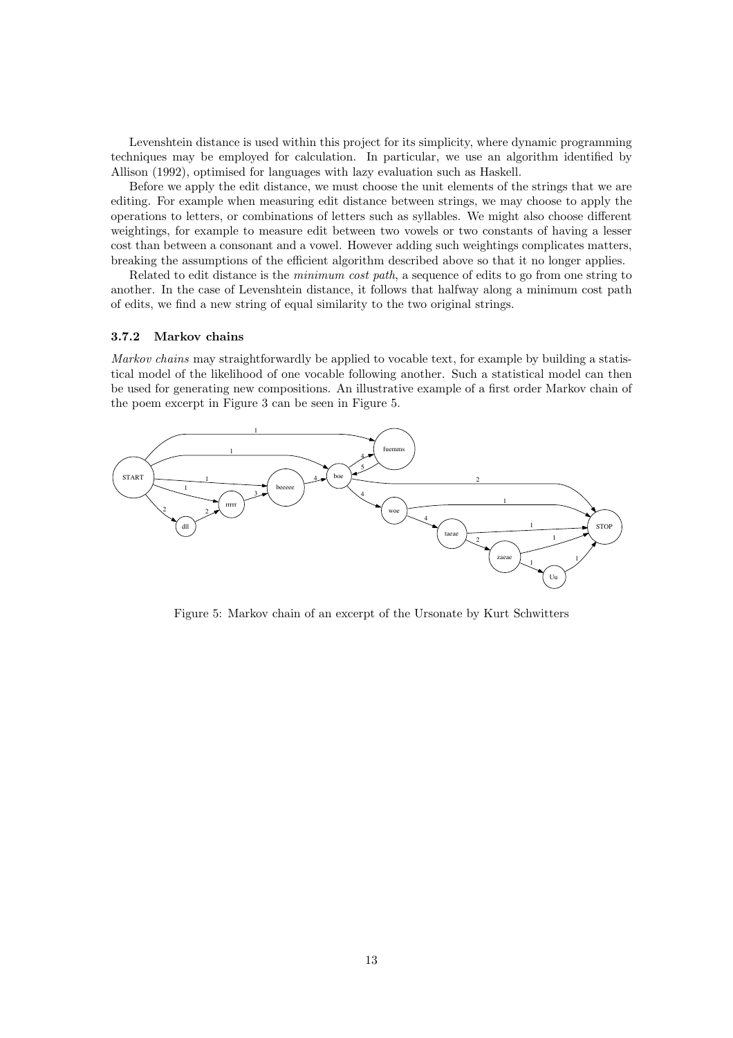Levenshtein distance is used within this project for its simplicity, where dynamic programming techniques may be employed for calculation. In particular, we use an algorithm identified by Allison (1992), optimised for languages with lazy evaluation such as Haskell.

Before we apply the edit distance, we must choose the unit elements of the strings that we are editing. For example when measuring edit distance between strings, we may choose to apply the operations to letters, or combinations of letters such as syllables. We might also choose different weightings, for example to measure edit between two vowels or two constants of having a lesser cost than between a consonant and a vowel. However adding such weightings complicates matters, breaking the assumptions of the efficient algorithm described above so that it no longer applies.

Related to edit distance is the *minimum cost path*, a sequence of edits to go from one string to another. In the case of Levenshtein distance, it follows that halfway along a minimum cost path of edits, we find a new string of equal similarity to the two original strings.

### 3.7.2 Markov chains

*Markov chains* may straightforwardly be applied to vocable text, for example by building a statistical model of the likelihood of one vocable following another. Such a statistical model can then be used for generating new compositions. An illustrative example of a first order Markov chain of the poem excerpt in Figure 3 can be seen in Figure 5.

Figure 5: Markov chain of an excerpt of the Ursonate by Kurt Schwitters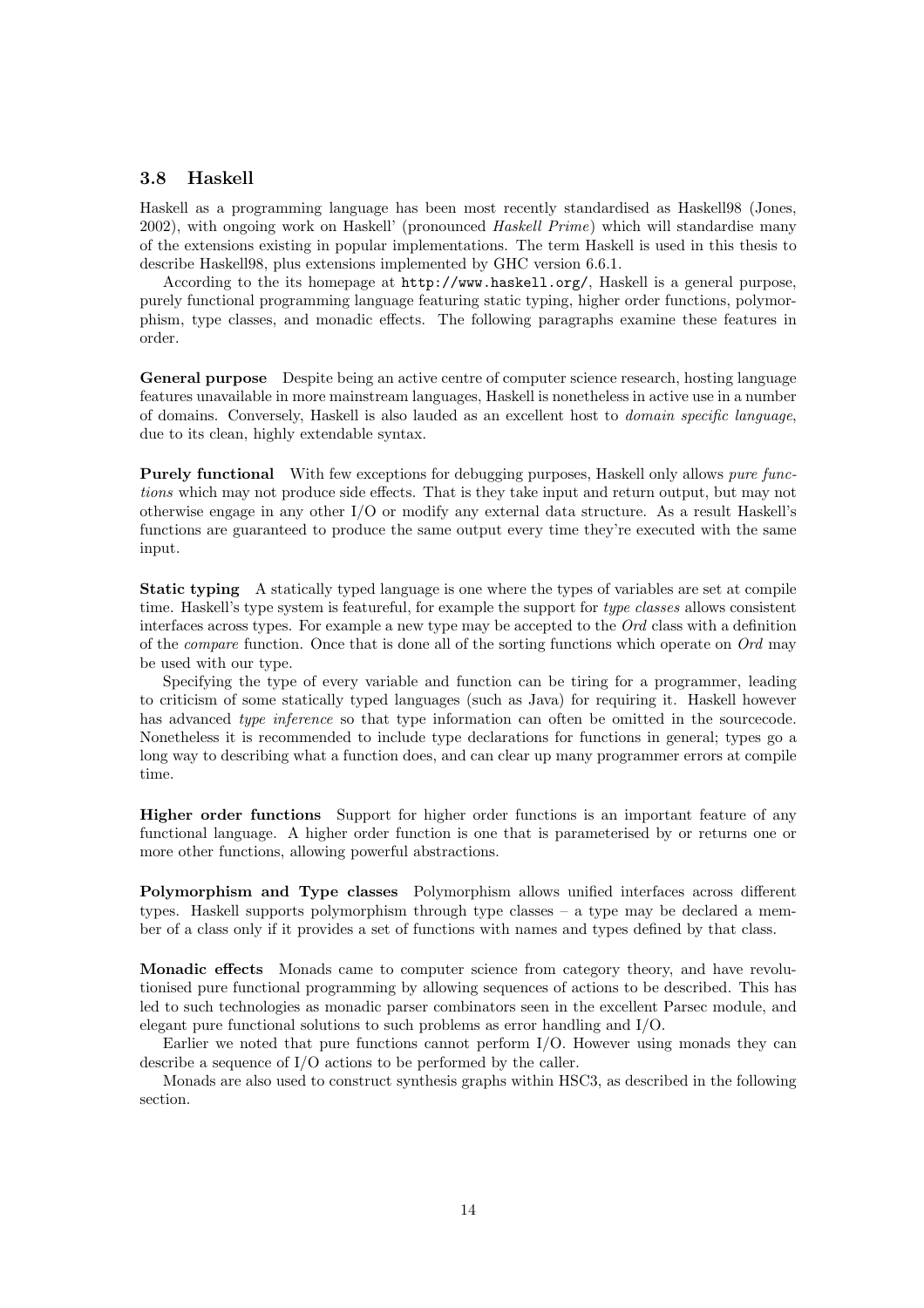### 3.8 Haskell

Haskell as a programming language has been most recently standardised as Haskell98 (Jones, 2002), with ongoing work on Haskell' (pronounced *Haskell Prime*) which will standardise many of the extensions existing in popular implementations. The term Haskell is used in this thesis to describe Haskell98, plus extensions implemented by GHC version 6.6.1.

According to the its homepage at `http://www.haskell.org/`, Haskell is a general purpose, purely functional programming language featuring static typing, higher order functions, polymorphism, type classes, and monadic effects. The following paragraphs examine these features in order.

**General purpose** Despite being an active centre of computer science research, hosting language features unavailable in more mainstream languages, Haskell is nonetheless in active use in a number of domains. Conversely, Haskell is also lauded as an excellent host to *domain specific language*, due to its clean, highly extendable syntax.

**Purely functional** With few exceptions for debugging purposes, Haskell only allows *pure functions* which may not produce side effects. That is they take input and return output, but may not otherwise engage in any other I/O or modify any external data structure. As a result Haskell's functions are guaranteed to produce the same output every time they're executed with the same input.

**Static typing** A statically typed language is one where the types of variables are set at compile time. Haskell's type system is featureful, for example the support for *type classes* allows consistent interfaces across types. For example a new type may be accepted to the *Ord* class with a definition of the *compare* function. Once that is done all of the sorting functions which operate on *Ord* may be used with our type.

Specifying the type of every variable and function can be tiring for a programmer, leading to criticism of some statically typed languages (such as Java) for requiring it. Haskell however has advanced *type inference* so that type information can often be omitted in the sourcecode. Nonetheless it is recommended to include type declarations for functions in general; types go a long way to describing what a function does, and can clear up many programmer errors at compile time.

**Higher order functions** Support for higher order functions is an important feature of any functional language. A higher order function is one that is parameterised by or returns one or more other functions, allowing powerful abstractions.

**Polymorphism and Type classes** Polymorphism allows unified interfaces across different types. Haskell supports polymorphism through type classes – a type may be declared a member of a class only if it provides a set of functions with names and types defined by that class.

**Monadic effects** Monads came to computer science from category theory, and have revolutionised pure functional programming by allowing sequences of actions to be described. This has led to such technologies as monadic parser combinators seen in the excellent Parsec module, and elegant pure functional solutions to such problems as error handling and I/O.

Earlier we noted that pure functions cannot perform I/O. However using monads they can describe a sequence of I/O actions to be performed by the caller.

Monads are also used to construct synthesis graphs within HSC3, as described in the following section.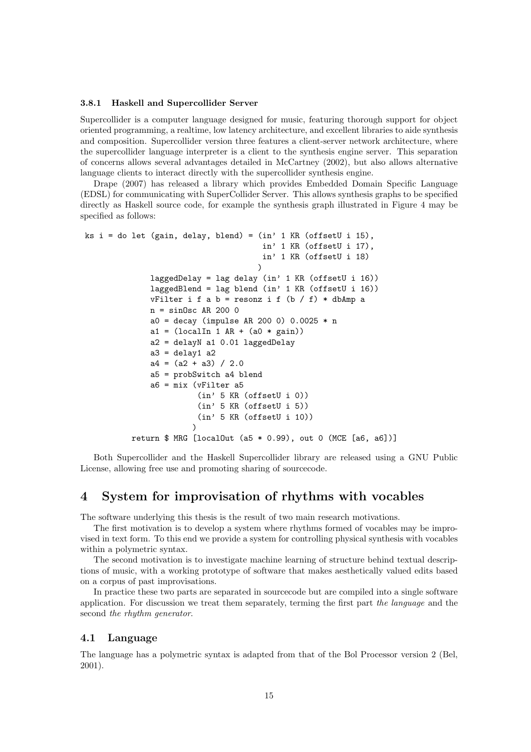### 3.8.1 Haskell and Supercollider Server

Supercollider is a computer language designed for music, featuring thorough support for object oriented programming, a realtime, low latency architecture, and excellent libraries to aide synthesis and composition. Supercollider version three features a client-server network architecture, where the supercollider language interpreter is a client to the synthesis engine server. This separation of concerns allows several advantages detailed in McCartney (2002), but also allows alternative language clients to interact directly with the supercollider synthesis engine.

Drape (2007) has released a library which provides Embedded Domain Specific Language (EDSL) for communicating with SuperCollider Server. This allows synthesis graphs to be specified directly as Haskell source code, for example the synthesis graph illustrated in Figure 4 may be specified as follows:

```
ks i = do let (gain, delay, blend) = (in' 1 KR (offsetU i 15),
                                      in' 1 KR (offsetU i 17),
                                      in' 1 KR (offsetU i 18)
                                     )
              laggedDelay = lag delay (in' 1 KR (offsetU i 16))
              laggedBlend = lag blend (in' 1 KR (offsetU i 16))
              vFilter i f a b = resonz i f (b / f) * dbAmp a
              n = sinOsc AR 200 0
              a0 = decay (impulse AR 200 0) 0.0025 * n
              a1 = (localIn 1 AR + (a0 * gain))
              a2 = delayN a1 0.01 laggedDelay
              a3 = delay1 a2
              a4 = (a2 + a3) / 2.0
              a5 = probSwitch a4 blend
              a6 = mix (vFilter a5
                        (in' 5 KR (offsetU i 0))
                        (in' 5 KR (offsetU i 5))
                        (in' 5 KR (offsetU i 10))
                       )
          return $ MRG [localOut (a5 * 0.99), out 0 (MCE [a6, a6])]
```

Both Supercollider and the Haskell Supercollider library are released using a GNU Public License, allowing free use and promoting sharing of sourcecode.

# 4 System for improvisation of rhythms with vocables

The software underlying this thesis is the result of two main research motivations.

The first motivation is to develop a system where rhythms formed of vocables may be improvised in text form. To this end we provide a system for controlling physical synthesis with vocables within a polymetric syntax.

The second motivation is to investigate machine learning of structure behind textual descriptions of music, with a working prototype of software that makes aesthetically valued edits based on a corpus of past improvisations.

In practice these two parts are separated in sourcecode but are compiled into a single software application. For discussion we treat them separately, terming the first part *the language* and the second *the rhythm generator*.

## 4.1 Language

The language has a polymetric syntax is adapted from that of the Bol Processor version 2 (Bel, 2001).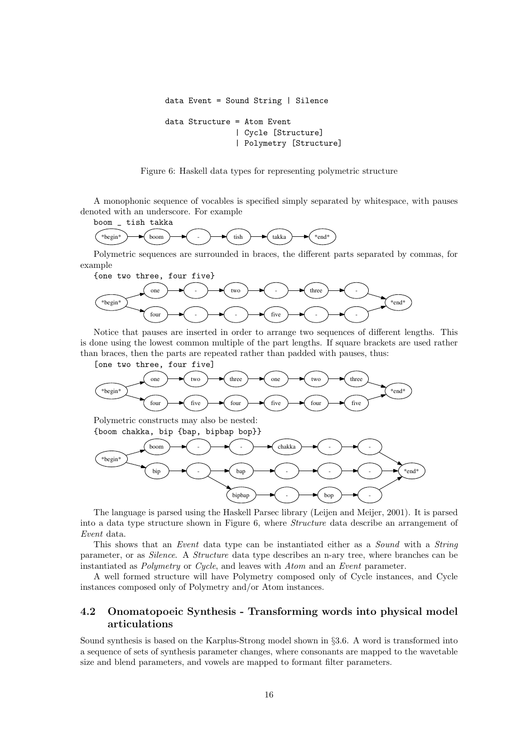```
data Event = Sound String | Silence

data Structure = Atom Event
               | Cycle [Structure]
               | Polymetry [Structure]
```

Figure 6: Haskell data types for representing polymetric structure

A monophonic sequence of vocables is specified simply separated by whitespace, with pauses denoted with an underscore. For example

`boom _ tish takka`

Polymetric sequences are surrounded in braces, the different parts separated by commas, for example

`{one two three, four five}`

Notice that pauses are inserted in order to arrange two sequences of different lengths. This is done using the lowest common multiple of the part lengths. If square brackets are used rather than braces, then the parts are repeated rather than padded with pauses, thus:

`[one two three, four five]`

Polymetric constructs may also be nested:

`{boom chakka, bip {bap, bipbap bop}}`

The language is parsed using the Haskell Parsec library (Leijen and Meijer, 2001). It is parsed into a data type structure shown in Figure 6, where *Structure* data describe an arrangement of *Event* data.

This shows that an *Event* data type can be instantiated either as a *Sound* with a *String* parameter, or as *Silence*. A *Structure* data type describes an n-ary tree, where branches can be instantiated as *Polymetry* or *Cycle*, and leaves with *Atom* and an *Event* parameter.

A well formed structure will have Polymetry composed only of Cycle instances, and Cycle instances composed only of Polymetry and/or Atom instances.

## 4.2 Onomatopoeic Synthesis - Transforming words into physical model articulations

Sound synthesis is based on the Karplus-Strong model shown in §3.6. A word is transformed into a sequence of sets of synthesis parameter changes, where consonants are mapped to the wavetable size and blend parameters, and vowels are mapped to formant filter parameters.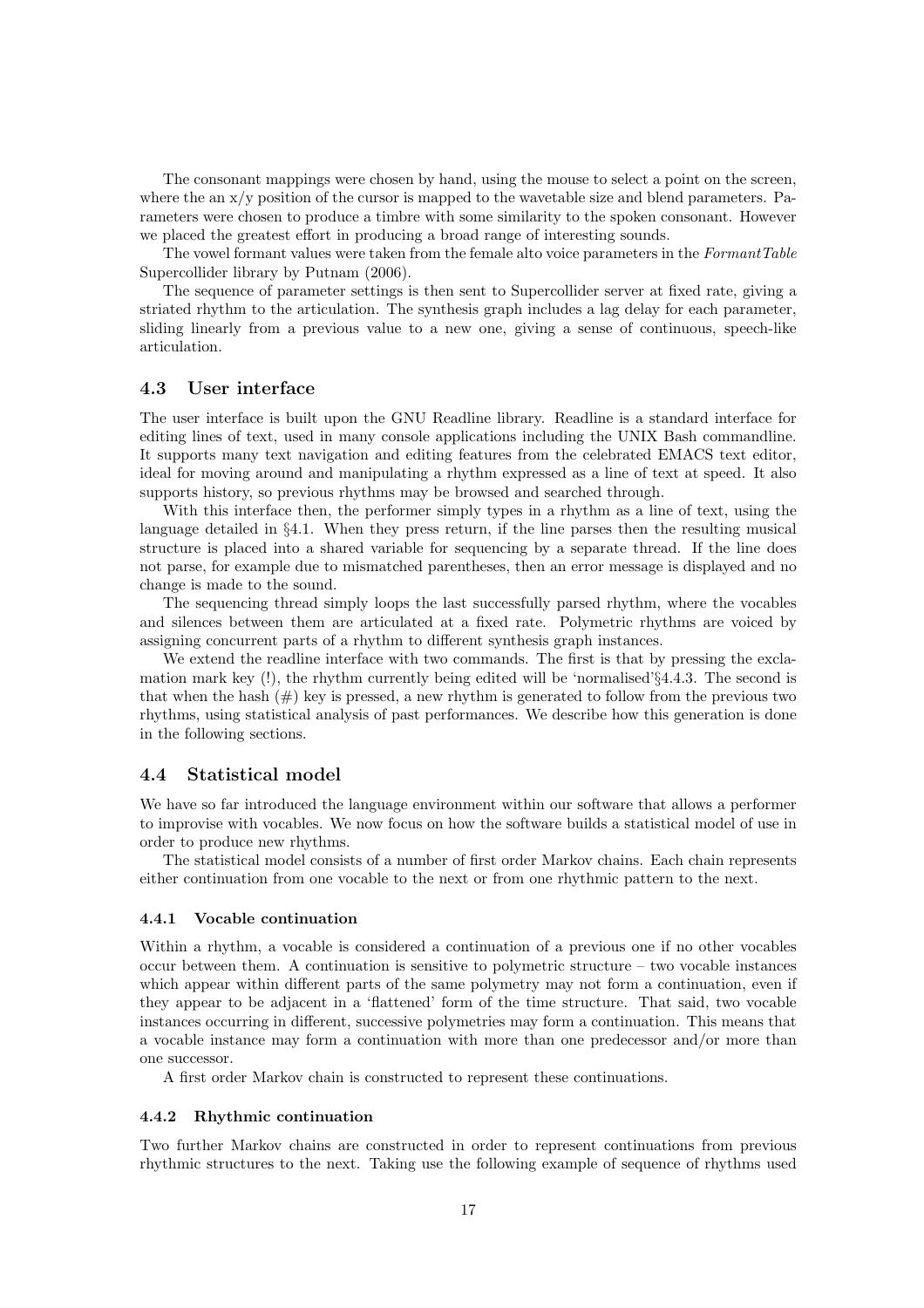The consonant mappings were chosen by hand, using the mouse to select a point on the screen, where the an x/y position of the cursor is mapped to the wavetable size and blend parameters. Parameters were chosen to produce a timbre with some similarity to the spoken consonant. However we placed the greatest effort in producing a broad range of interesting sounds.

The vowel formant values were taken from the female alto voice parameters in the *FormantTable* Supercollider library by Putnam (2006).

The sequence of parameter settings is then sent to Supercollider server at fixed rate, giving a striated rhythm to the articulation. The synthesis graph includes a lag delay for each parameter, sliding linearly from a previous value to a new one, giving a sense of continuous, speech-like articulation.

## 4.3 User interface

The user interface is built upon the GNU Readline library. Readline is a standard interface for editing lines of text, used in many console applications including the UNIX Bash commandline. It supports many text navigation and editing features from the celebrated EMACS text editor, ideal for moving around and manipulating a rhythm expressed as a line of text at speed. It also supports history, so previous rhythms may be browsed and searched through.

With this interface then, the performer simply types in a rhythm as a line of text, using the language detailed in §4.1. When they press return, if the line parses then the resulting musical structure is placed into a shared variable for sequencing by a separate thread. If the line does not parse, for example due to mismatched parentheses, then an error message is displayed and no change is made to the sound.

The sequencing thread simply loops the last successfully parsed rhythm, where the vocables and silences between them are articulated at a fixed rate. Polymetric rhythms are voiced by assigning concurrent parts of a rhythm to different synthesis graph instances.

We extend the readline interface with two commands. The first is that by pressing the exclamation mark key (!), the rhythm currently being edited will be 'normalised'§4.4.3. The second is that when the hash (#) key is pressed, a new rhythm is generated to follow from the previous two rhythms, using statistical analysis of past performances. We describe how this generation is done in the following sections.

## 4.4 Statistical model

We have so far introduced the language environment within our software that allows a performer to improvise with vocables. We now focus on how the software builds a statistical model of use in order to produce new rhythms.

The statistical model consists of a number of first order Markov chains. Each chain represents either continuation from one vocable to the next or from one rhythmic pattern to the next.

### 4.4.1 Vocable continuation

Within a rhythm, a vocable is considered a continuation of a previous one if no other vocables occur between them. A continuation is sensitive to polymetric structure – two vocable instances which appear within different parts of the same polymetry may not form a continuation, even if they appear to be adjacent in a 'flattened' form of the time structure. That said, two vocable instances occurring in different, successive polymetries may form a continuation. This means that a vocable instance may form a continuation with more than one predecessor and/or more than one successor.

A first order Markov chain is constructed to represent these continuations.

### 4.4.2 Rhythmic continuation

Two further Markov chains are constructed in order to represent continuations from previous rhythmic structures to the next. Taking use the following example of sequence of rhythms used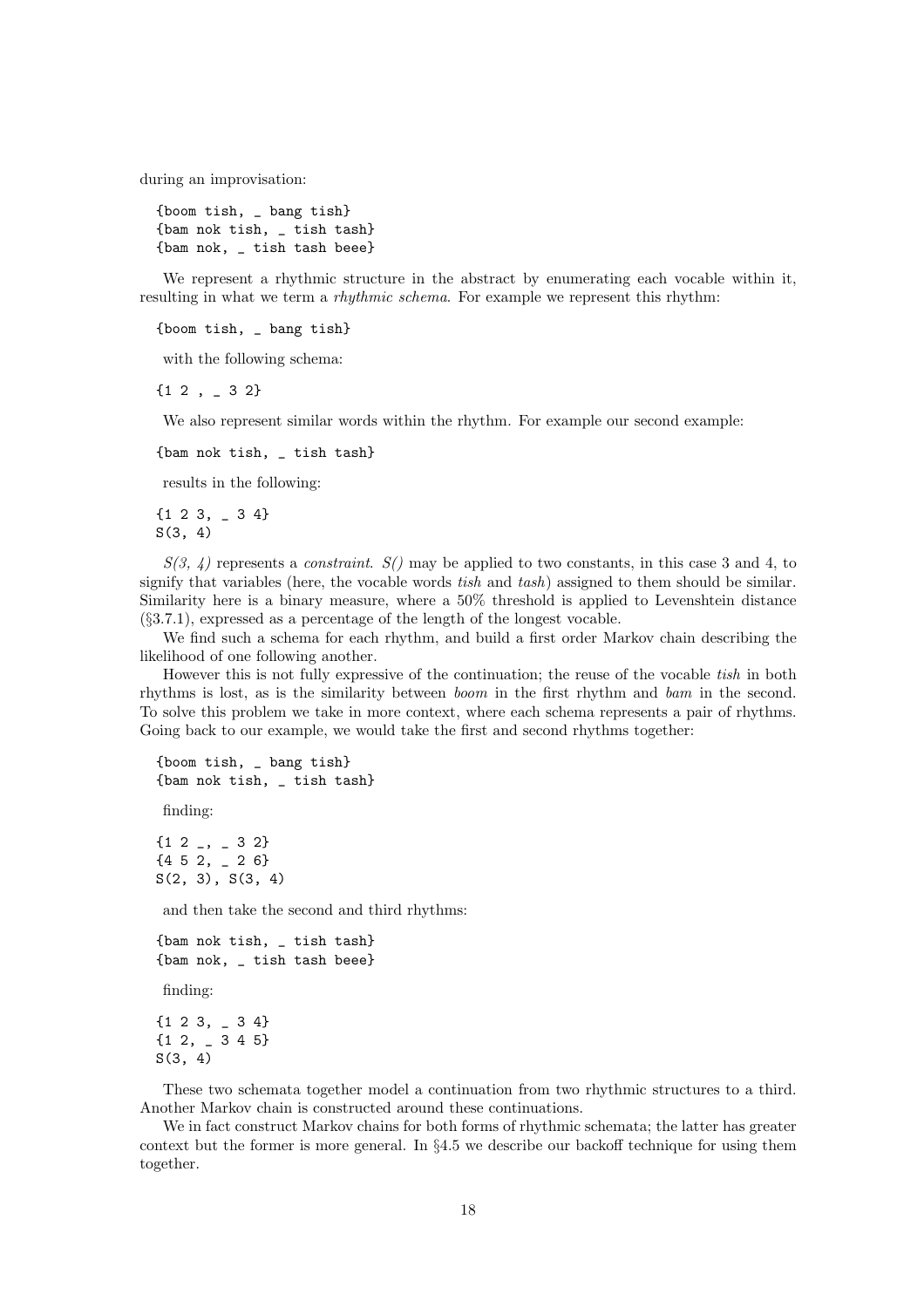during an improvisation:

```
{boom tish, _ bang tish}
{bam nok tish, _ tish tash}
{bam nok, _ tish tash beee}
```

We represent a rhythmic structure in the abstract by enumerating each vocable within it, resulting in what we term a *rhythmic schema*. For example we represent this rhythm:

```
{boom tish, _ bang tish}
```

with the following schema:

```
{1 2 , _ 3 2}
```

We also represent similar words within the rhythm. For example our second example:

```
{bam nok tish, _ tish tash}
```

results in the following:

```
{1 2 3, _ 3 4}
S(3, 4)
```

*S(3, 4)* represents a *constraint*. *S()* may be applied to two constants, in this case 3 and 4, to signify that variables (here, the vocable words *tish* and *tash*) assigned to them should be similar. Similarity here is a binary measure, where a 50% threshold is applied to Levenshtein distance (§3.7.1), expressed as a percentage of the length of the longest vocable.

We find such a schema for each rhythm, and build a first order Markov chain describing the likelihood of one following another.

However this is not fully expressive of the continuation; the reuse of the vocable *tish* in both rhythms is lost, as is the similarity between *boom* in the first rhythm and *bam* in the second. To solve this problem we take in more context, where each schema represents a pair of rhythms. Going back to our example, we would take the first and second rhythms together:

```
{boom tish, _ bang tish}
{bam nok tish, _ tish tash}
```

finding:

```
{1 2 _, _ 3 2}
{4 5 2, _ 2 6}
S(2, 3), S(3, 4)
```

and then take the second and third rhythms:

```
{bam nok tish, _ tish tash}
{bam nok, _ tish tash beee}
```

finding:

```
{1 2 3, _ 3 4}
{1 2, _ 3 4 5}
S(3, 4)
```

These two schemata together model a continuation from two rhythmic structures to a third. Another Markov chain is constructed around these continuations.

We in fact construct Markov chains for both forms of rhythmic schemata; the latter has greater context but the former is more general. In §4.5 we describe our backoff technique for using them together.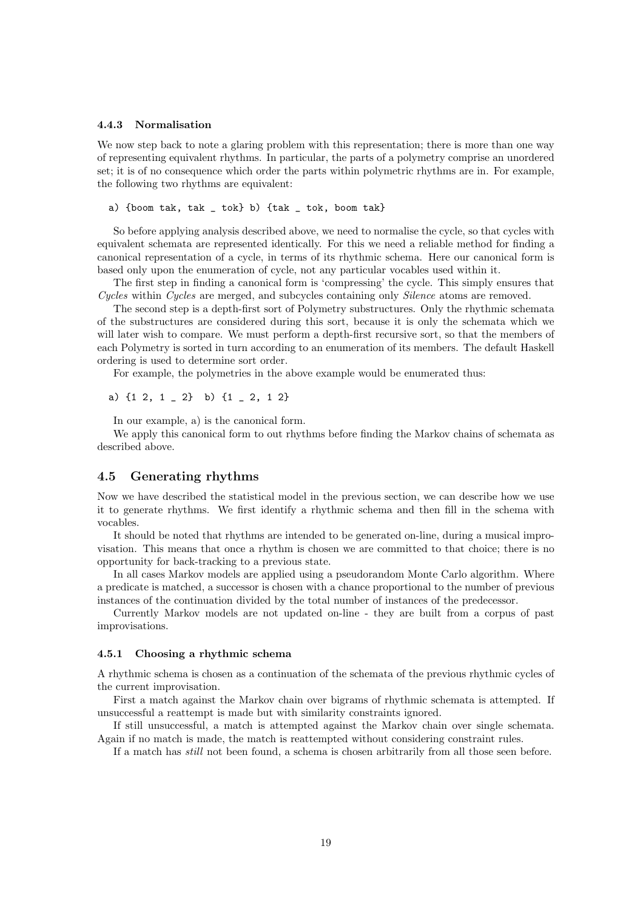#### 4.4.3 Normalisation

We now step back to note a glaring problem with this representation; there is more than one way of representing equivalent rhythms. In particular, the parts of a polymetry comprise an unordered set; it is of no consequence which order the parts within polymetric rhythms are in. For example, the following two rhythms are equivalent:

```
a) {boom tak, tak _ tok} b) {tak _ tok, boom tak}
```

So before applying analysis described above, we need to normalise the cycle, so that cycles with equivalent schemata are represented identically. For this we need a reliable method for finding a canonical representation of a cycle, in terms of its rhythmic schema. Here our canonical form is based only upon the enumeration of cycle, not any particular vocables used within it.

The first step in finding a canonical form is 'compressing' the cycle. This simply ensures that *Cycles* within *Cycles* are merged, and subcycles containing only *Silence* atoms are removed.

The second step is a depth-first sort of Polymetry substructures. Only the rhythmic schemata of the substructures are considered during this sort, because it is only the schemata which we will later wish to compare. We must perform a depth-first recursive sort, so that the members of each Polymetry is sorted in turn according to an enumeration of its members. The default Haskell ordering is used to determine sort order.

For example, the polymetries in the above example would be enumerated thus:

```
a) {1 2, 1 _ 2}  b) {1 _ 2, 1 2}
```

In our example, a) is the canonical form.

We apply this canonical form to out rhythms before finding the Markov chains of schemata as described above.

### 4.5 Generating rhythms

Now we have described the statistical model in the previous section, we can describe how we use it to generate rhythms. We first identify a rhythmic schema and then fill in the schema with vocables.

It should be noted that rhythms are intended to be generated on-line, during a musical improvisation. This means that once a rhythm is chosen we are committed to that choice; there is no opportunity for back-tracking to a previous state.

In all cases Markov models are applied using a pseudorandom Monte Carlo algorithm. Where a predicate is matched, a successor is chosen with a chance proportional to the number of previous instances of the continuation divided by the total number of instances of the predecessor.

Currently Markov models are not updated on-line - they are built from a corpus of past improvisations.

#### 4.5.1 Choosing a rhythmic schema

A rhythmic schema is chosen as a continuation of the schemata of the previous rhythmic cycles of the current improvisation.

First a match against the Markov chain over bigrams of rhythmic schemata is attempted. If unsuccessful a reattempt is made but with similarity constraints ignored.

If still unsuccessful, a match is attempted against the Markov chain over single schemata. Again if no match is made, the match is reattempted without considering constraint rules.

If a match has *still* not been found, a schema is chosen arbitrarily from all those seen before.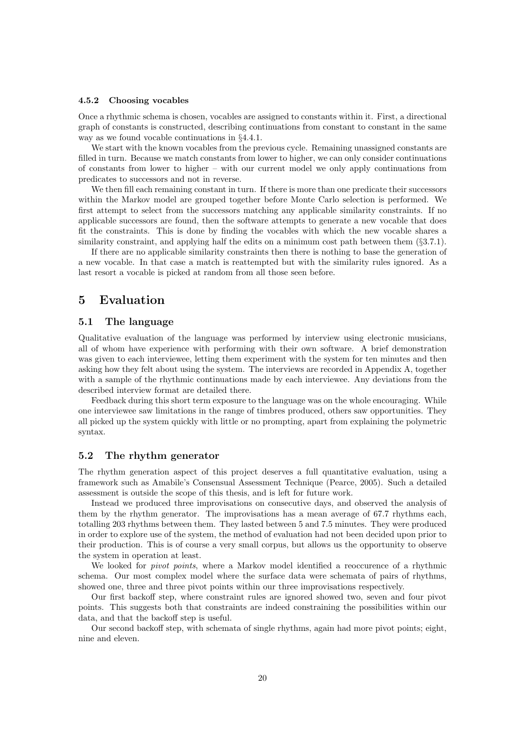#### 4.5.2 Choosing vocables

Once a rhythmic schema is chosen, vocables are assigned to constants within it. First, a directional graph of constants is constructed, describing continuations from constant to constant in the same way as we found vocable continuations in §4.4.1.

We start with the known vocables from the previous cycle. Remaining unassigned constants are filled in turn. Because we match constants from lower to higher, we can only consider continuations of constants from lower to higher – with our current model we only apply continuations from predicates to successors and not in reverse.

We then fill each remaining constant in turn. If there is more than one predicate their successors within the Markov model are grouped together before Monte Carlo selection is performed. We first attempt to select from the successors matching any applicable similarity constraints. If no applicable successors are found, then the software attempts to generate a new vocable that does fit the constraints. This is done by finding the vocables with which the new vocable shares a similarity constraint, and applying half the edits on a minimum cost path between them (§3.7.1).

If there are no applicable similarity constraints then there is nothing to base the generation of a new vocable. In that case a match is reattempted but with the similarity rules ignored. As a last resort a vocable is picked at random from all those seen before.

## 5 Evaluation

### 5.1 The language

Qualitative evaluation of the language was performed by interview using electronic musicians, all of whom have experience with performing with their own software. A brief demonstration was given to each interviewee, letting them experiment with the system for ten minutes and then asking how they felt about using the system. The interviews are recorded in Appendix A, together with a sample of the rhythmic continuations made by each interviewee. Any deviations from the described interview format are detailed there.

Feedback during this short term exposure to the language was on the whole encouraging. While one interviewee saw limitations in the range of timbres produced, others saw opportunities. They all picked up the system quickly with little or no prompting, apart from explaining the polymetric syntax.

### 5.2 The rhythm generator

The rhythm generation aspect of this project deserves a full quantitative evaluation, using a framework such as Amabile's Consensual Assessment Technique (Pearce, 2005). Such a detailed assessment is outside the scope of this thesis, and is left for future work.

Instead we produced three improvisations on consecutive days, and observed the analysis of them by the rhythm generator. The improvisations has a mean average of 67.7 rhythms each, totalling 203 rhythms between them. They lasted between 5 and 7.5 minutes. They were produced in order to explore use of the system, the method of evaluation had not been decided upon prior to their production. This is of course a very small corpus, but allows us the opportunity to observe the system in operation at least.

We looked for *pivot points*, where a Markov model identified a reoccurence of a rhythmic schema. Our most complex model where the surface data were schemata of pairs of rhythms, showed one, three and three pivot points within our three improvisations respectively.

Our first backoff step, where constraint rules are ignored showed two, seven and four pivot points. This suggests both that constraints are indeed constraining the possibilities within our data, and that the backoff step is useful.

Our second backoff step, with schemata of single rhythms, again had more pivot points; eight, nine and eleven.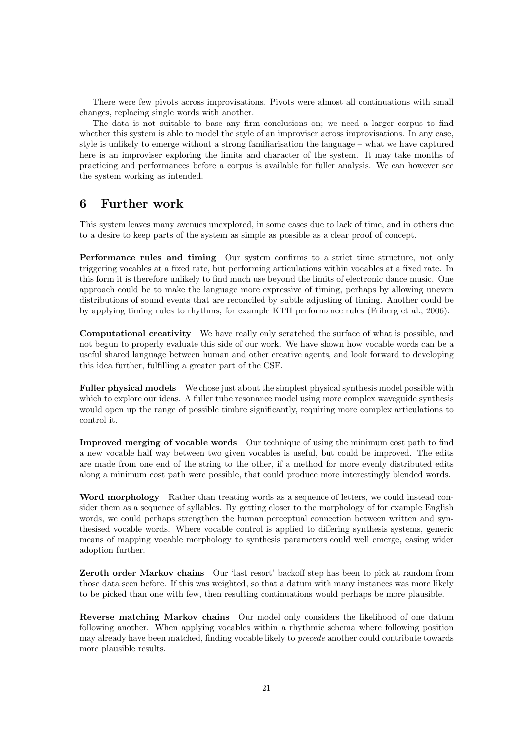There were few pivots across improvisations. Pivots were almost all continuations with small changes, replacing single words with another.

The data is not suitable to base any firm conclusions on; we need a larger corpus to find whether this system is able to model the style of an improviser across improvisations. In any case, style is unlikely to emerge without a strong familiarisation the language – what we have captured here is an improviser exploring the limits and character of the system. It may take months of practicing and performances before a corpus is available for fuller analysis. We can however see the system working as intended.

# 6 Further work

This system leaves many avenues unexplored, in some cases due to lack of time, and in others due to a desire to keep parts of the system as simple as possible as a clear proof of concept.

**Performance rules and timing** Our system confirms to a strict time structure, not only triggering vocables at a fixed rate, but performing articulations within vocables at a fixed rate. In this form it is therefore unlikely to find much use beyond the limits of electronic dance music. One approach could be to make the language more expressive of timing, perhaps by allowing uneven distributions of sound events that are reconciled by subtle adjusting of timing. Another could be by applying timing rules to rhythms, for example KTH performance rules (Friberg et al., 2006).

**Computational creativity** We have really only scratched the surface of what is possible, and not begun to properly evaluate this side of our work. We have shown how vocable words can be a useful shared language between human and other creative agents, and look forward to developing this idea further, fulfilling a greater part of the CSF.

**Fuller physical models** We chose just about the simplest physical synthesis model possible with which to explore our ideas. A fuller tube resonance model using more complex waveguide synthesis would open up the range of possible timbre significantly, requiring more complex articulations to control it.

**Improved merging of vocable words** Our technique of using the minimum cost path to find a new vocable half way between two given vocables is useful, but could be improved. The edits are made from one end of the string to the other, if a method for more evenly distributed edits along a minimum cost path were possible, that could produce more interestingly blended words.

**Word morphology** Rather than treating words as a sequence of letters, we could instead consider them as a sequence of syllables. By getting closer to the morphology of for example English words, we could perhaps strengthen the human perceptual connection between written and synthesised vocable words. Where vocable control is applied to differing synthesis systems, generic means of mapping vocable morphology to synthesis parameters could well emerge, easing wider adoption further.

**Zeroth order Markov chains** Our 'last resort' backoff step has been to pick at random from those data seen before. If this was weighted, so that a datum with many instances was more likely to be picked than one with few, then resulting continuations would perhaps be more plausible.

**Reverse matching Markov chains** Our model only considers the likelihood of one datum following another. When applying vocables within a rhythmic schema where following position may already have been matched, finding vocable likely to *precede* another could contribute towards more plausible results.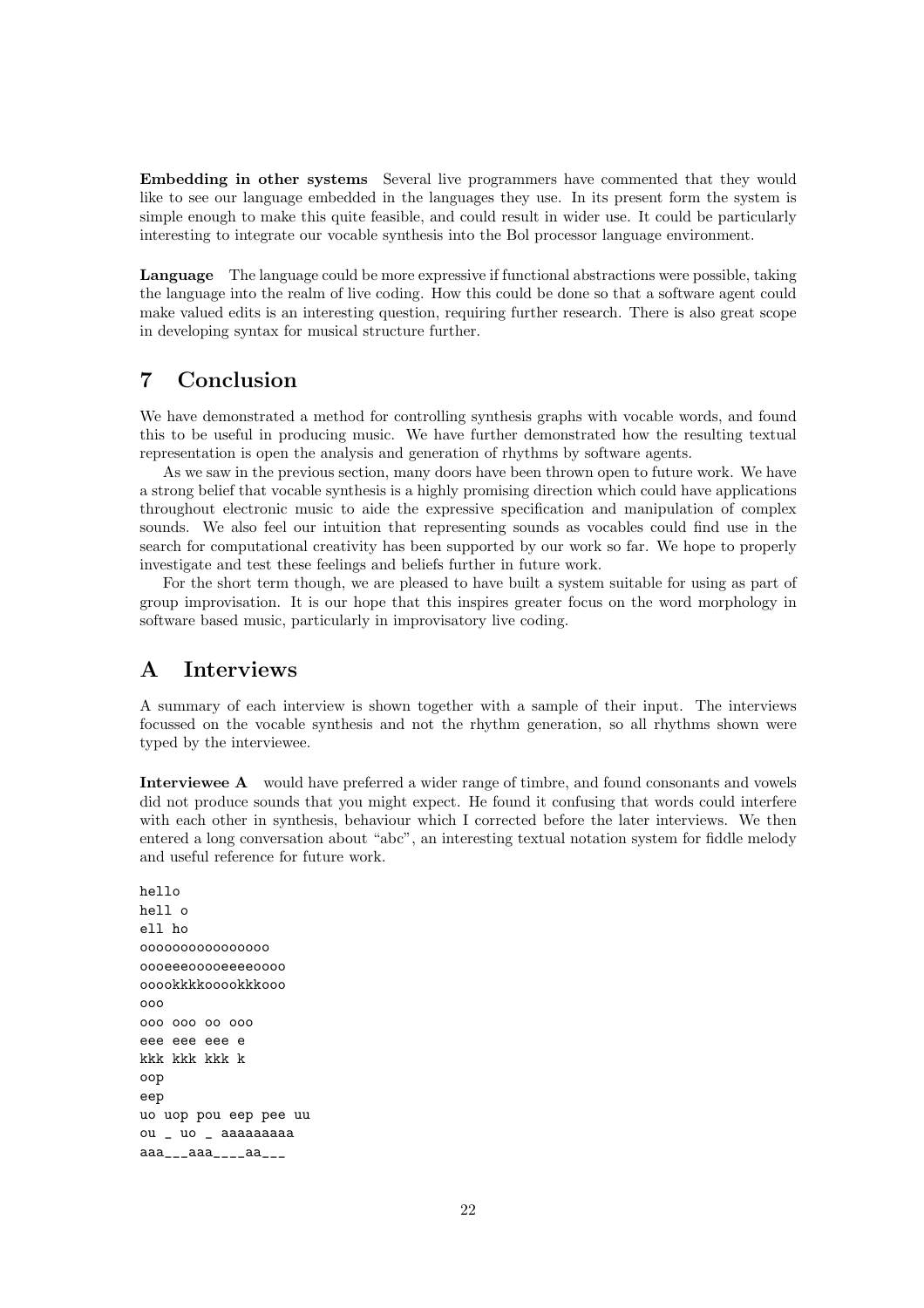**Embedding in other systems** Several live programmers have commented that they would like to see our language embedded in the languages they use. In its present form the system is simple enough to make this quite feasible, and could result in wider use. It could be particularly interesting to integrate our vocable synthesis into the Bol processor language environment.

**Language** The language could be more expressive if functional abstractions were possible, taking the language into the realm of live coding. How this could be done so that a software agent could make valued edits is an interesting question, requiring further research. There is also great scope in developing syntax for musical structure further.

## 7 Conclusion

We have demonstrated a method for controlling synthesis graphs with vocable words, and found this to be useful in producing music. We have further demonstrated how the resulting textual representation is open the analysis and generation of rhythms by software agents.

As we saw in the previous section, many doors have been thrown open to future work. We have a strong belief that vocable synthesis is a highly promising direction which could have applications throughout electronic music to aide the expressive specification and manipulation of complex sounds. We also feel our intuition that representing sounds as vocables could find use in the search for computational creativity has been supported by our work so far. We hope to properly investigate and test these feelings and beliefs further in future work.

For the short term though, we are pleased to have built a system suitable for using as part of group improvisation. It is our hope that this inspires greater focus on the word morphology in software based music, particularly in improvisatory live coding.

## A Interviews

A summary of each interview is shown together with a sample of their input. The interviews focussed on the vocable synthesis and not the rhythm generation, so all rhythms shown were typed by the interviewee.

**Interviewee A** would have preferred a wider range of timbre, and found consonants and vowels did not produce sounds that you might expect. He found it confusing that words could interfere with each other in synthesis, behaviour which I corrected before the later interviews. We then entered a long conversation about "abc", an interesting textual notation system for fiddle melody and useful reference for future work.

```
hello
hell o
ell ho
oooooooooooooooo
oooeeeooooeeeeoooo
ooookkkkooookkkooo
ooo
ooo ooo oo ooo
eee eee eee e
kkk kkk kkk k
oop
eep
uo uop pou eep pee uu
ou _ uo _ aaaaaaaaa
aaa___aaa____aa___
```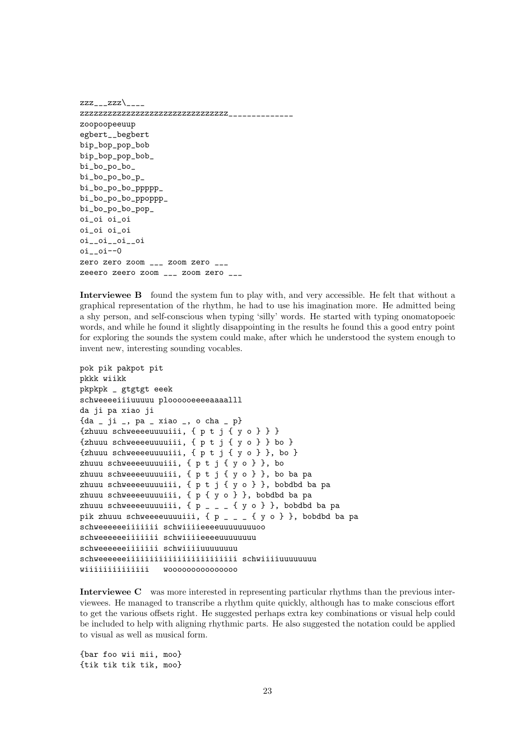```
zzz___zzz\____
zzzzzzzzzzzzzzzzzzzzzzzzzzzzzzzz______________
zoopoopeeuup
egbert__begbert
bip_bop_pop_bob
bip_bop_pop_bob_
bi_bo_po_bo_
bi_bo_po_bo_p_
bi_bo_po_bo_ppppp_
bi_bo_po_bo_ppoppp_
bi_bo_po_bo_pop_
oi_oi oi_oi
oi_oi oi_oi
oi__oi__oi__oi
oi__oi--0
zero zero zoom ___ zoom zero ___
zeeero zeero zoom ___ zoom zero ___
```

**Interviewee B** found the system fun to play with, and very accessible. He felt that without a graphical representation of the rhythm, he had to use his imagination more. He admitted being a shy person, and self-conscious when typing 'silly' words. He started with typing onomatopoeic words, and while he found it slightly disappointing in the results he found this a good entry point for exploring the sounds the system could make, after which he understood the system enough to invent new, interesting sounding vocables.

```
pok pik pakpot pit
pkkk wiikk
pkpkpk _ gtgtgt eeek
schweeeeiiiuuuuu plooooeeeeaaaalll
da ji pa xiao ji
{da _ ji _, pa _ xiao _, o cha _ p}
{zhuuu schweeeeuuuuiii, { p t j { y o } } }
{zhuuu schweeeeuuuuiii, { p t j { y o } } bo }
{zhuuu schweeeeuuuuiii, { p t j { y o } }, bo }
zhuuu schweeeeuuuuiii, { p t j { y o } }, bo
zhuuu schweeeeuuuuiii, { p t j { y o } }, bo ba pa
zhuuu schweeeeuuuuiii, { p t j { y o } }, bobdbd ba pa
zhuuu schweeeeuuuuiii, { p { y o } }, bobdbd ba pa
zhuuu schweeeeuuuuiii, { p _ _ _ { y o } }, bobdbd ba pa
pik zhuuu schweeeeuuuuiii, { p _ _ _ { y o } }, bobdbd ba pa
schweeeeeeiiiiiii schwiiiieeeeuuuuuuuuoo
schweeeeeeiiiiiii schwiiiieeeeuuuuuuuu
schweeeeeeiiiiiii schwiiiiuuuuuuuu
schweeeeeeiiiiiiiiiiiiiiiiiiiiiii schwiiiiuuuuuuuu
wiiiiiiiiiiiii   woooooooooooooo
```

**Interviewee C** was more interested in representing particular rhythms than the previous interviewees. He managed to transcribe a rhythm quite quickly, although has to make conscious effort to get the various offsets right. He suggested perhaps extra key combinations or visual help could be included to help with aligning rhythmic parts. He also suggested the notation could be applied to visual as well as musical form.

```
{bar foo wii mii, moo}
{tik tik tik tik, moo}
```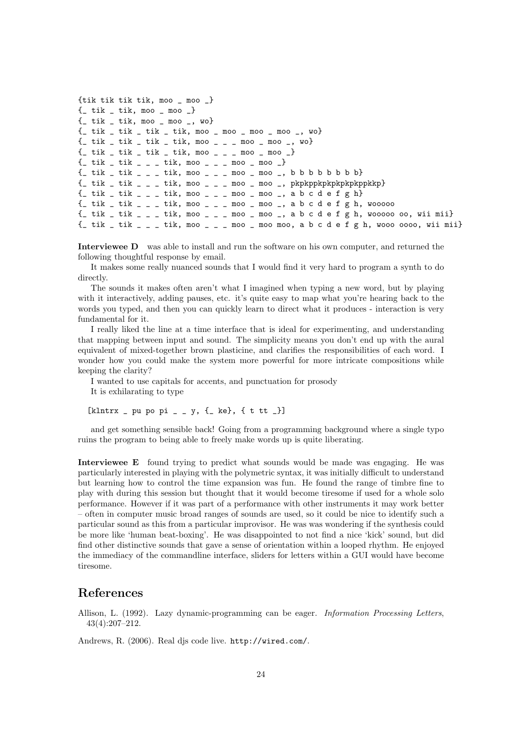```
{tik tik tik tik, moo _ moo _}
{_ tik _ tik, moo _ moo _}
{_ tik _ tik, moo _ moo _, wo}
{_ tik _ tik _ tik _ tik, moo _ moo _ moo _ moo _, wo}
{_ tik _ tik _ tik _ tik, moo _ _ _ moo _ moo _, wo}
{_ tik _ tik _ tik _ tik, moo _ _ _ moo _ moo _}
{_ tik _ tik _ _ _ tik, moo _ _ _ moo _ moo _}
{_ tik _ tik _ _ _ tik, moo _ _ _ moo _ moo _, b b b b b b b b}
{_ tik _ tik _ _ _ tik, moo _ _ _ moo _ moo _, pkpkppkpkpkpkpkppkkp}
{_ tik _ tik _ _ _ tik, moo _ _ _ moo _ moo _, a b c d e f g h}
{_ tik _ tik _ _ _ tik, moo _ _ _ moo _ moo _, a b c d e f g h, wooooo
{_ tik _ tik _ _ _ tik, moo _ _ _ moo _ moo _, a b c d e f g h, wooooo oo, wii mii}
{_ tik _ tik _ _ _ tik, moo _ _ _ moo _ moo moo, a b c d e f g h, wooo oooo, wii mii}
```

**Interviewee D** was able to install and run the software on his own computer, and returned the following thoughtful response by email.

It makes some really nuanced sounds that I would find it very hard to program a synth to do directly.

The sounds it makes often aren't what I imagined when typing a new word, but by playing with it interactively, adding pauses, etc. it's quite easy to map what you're hearing back to the words you typed, and then you can quickly learn to direct what it produces - interaction is very fundamental for it.

I really liked the line at a time interface that is ideal for experimenting, and understanding that mapping between input and sound. The simplicity means you don't end up with the aural equivalent of mixed-together brown plasticine, and clarifies the responsibilities of each word. I wonder how you could make the system more powerful for more intricate compositions while keeping the clarity?

I wanted to use capitals for accents, and punctuation for prosody

It is exhilarating to type

```
[klntrx _ pu po pi _ _ y, {_ ke}, { t tt _}]
```

and get something sensible back! Going from a programming background where a single typo ruins the program to being able to freely make words up is quite liberating.

**Interviewee E** found trying to predict what sounds would be made was engaging. He was particularly interested in playing with the polymetric syntax, it was initially difficult to understand but learning how to control the time expansion was fun. He found the range of timbre fine to play with during this session but thought that it would become tiresome if used for a whole solo performance. However if it was part of a performance with other instruments it may work better – often in computer music broad ranges of sounds are used, so it could be nice to identify such a particular sound as this from a particular improvisor. He was was wondering if the synthesis could be more like 'human beat-boxing'. He was disappointed to not find a nice 'kick' sound, but did find other distinctive sounds that gave a sense of orientation within a looped rhythm. He enjoyed the immediacy of the commandline interface, sliders for letters within a GUI would have become tiresome.

## References

Allison, L. (1992). Lazy dynamic-programming can be eager. *Information Processing Letters*, 43(4):207–212.

Andrews, R. (2006). Real djs code live. http://wired.com/.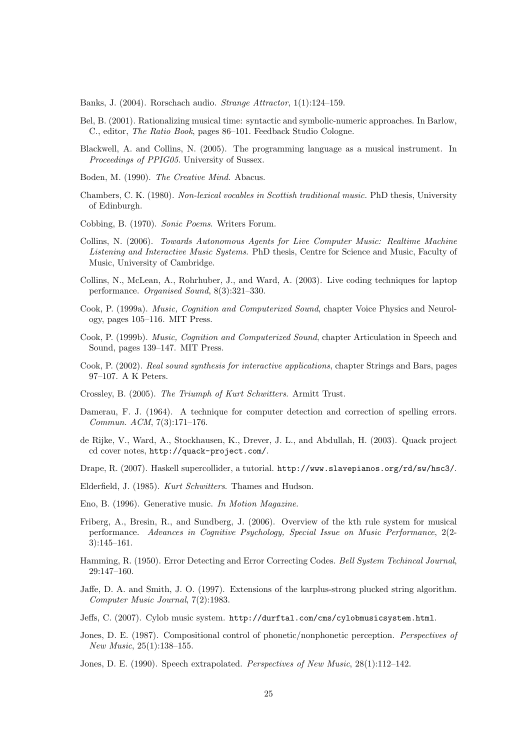Banks, J. (2004). Rorschach audio. *Strange Attractor*, 1(1):124–159.

Bel, B. (2001). Rationalizing musical time: syntactic and symbolic-numeric approaches. In Barlow, C., editor, *The Ratio Book*, pages 86–101. Feedback Studio Cologne.

Blackwell, A. and Collins, N. (2005). The programming language as a musical instrument. In *Proceedings of PPIG05*. University of Sussex.

Boden, M. (1990). *The Creative Mind*. Abacus.

Chambers, C. K. (1980). *Non-lexical vocables in Scottish traditional music*. PhD thesis, University of Edinburgh.

Cobbing, B. (1970). *Sonic Poems*. Writers Forum.

Collins, N. (2006). *Towards Autonomous Agents for Live Computer Music: Realtime Machine Listening and Interactive Music Systems*. PhD thesis, Centre for Science and Music, Faculty of Music, University of Cambridge.

Collins, N., McLean, A., Rohrhuber, J., and Ward, A. (2003). Live coding techniques for laptop performance. *Organised Sound*, 8(3):321–330.

Cook, P. (1999a). *Music, Cognition and Computerized Sound*, chapter Voice Physics and Neurology, pages 105–116. MIT Press.

Cook, P. (1999b). *Music, Cognition and Computerized Sound*, chapter Articulation in Speech and Sound, pages 139–147. MIT Press.

Cook, P. (2002). *Real sound synthesis for interactive applications*, chapter Strings and Bars, pages 97–107. A K Peters.

Crossley, B. (2005). *The Triumph of Kurt Schwitters*. Armitt Trust.

Damerau, F. J. (1964). A technique for computer detection and correction of spelling errors. *Commun. ACM*, 7(3):171–176.

de Rijke, V., Ward, A., Stockhausen, K., Drever, J. L., and Abdullah, H. (2003). Quack project cd cover notes, `http://quack-project.com/`.

Drape, R. (2007). Haskell supercollider, a tutorial. `http://www.slavepianos.org/rd/sw/hsc3/`.

Elderfield, J. (1985). *Kurt Schwitters*. Thames and Hudson.

Eno, B. (1996). Generative music. *In Motion Magazine*.

Friberg, A., Bresin, R., and Sundberg, J. (2006). Overview of the kth rule system for musical performance. *Advances in Cognitive Psychology, Special Issue on Music Performance*, 2(2-3):145–161.

Hamming, R. (1950). Error Detecting and Error Correcting Codes. *Bell System Techincal Journal*, 29:147–160.

Jaffe, D. A. and Smith, J. O. (1997). Extensions of the karplus-strong plucked string algorithm. *Computer Music Journal*, 7(2):1983.

Jeffs, C. (2007). Cylob music system. `http://durftal.com/cms/cylobmusicsystem.html`.

Jones, D. E. (1987). Compositional control of phonetic/nonphonetic perception. *Perspectives of New Music*, 25(1):138–155.

Jones, D. E. (1990). Speech extrapolated. *Perspectives of New Music*, 28(1):112–142.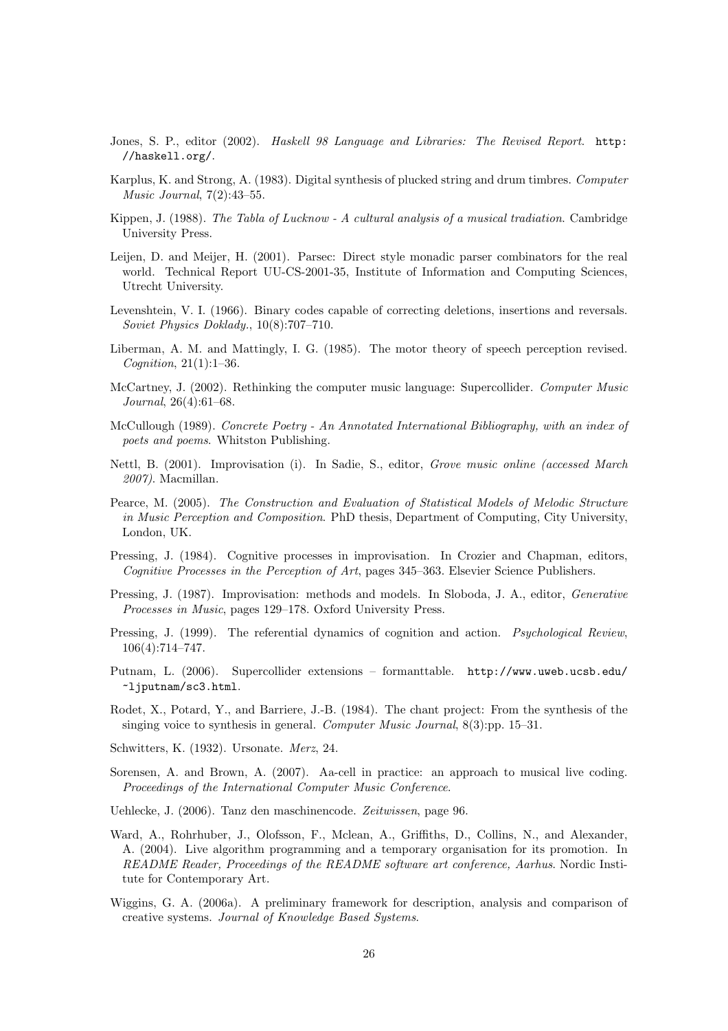Jones, S. P., editor (2002). *Haskell 98 Language and Libraries: The Revised Report*. `http://haskell.org/`.

Karplus, K. and Strong, A. (1983). Digital synthesis of plucked string and drum timbres. *Computer Music Journal*, 7(2):43–55.

Kippen, J. (1988). *The Tabla of Lucknow - A cultural analysis of a musical tradiation*. Cambridge University Press.

Leijen, D. and Meijer, H. (2001). Parsec: Direct style monadic parser combinators for the real world. Technical Report UU-CS-2001-35, Institute of Information and Computing Sciences, Utrecht University.

Levenshtein, V. I. (1966). Binary codes capable of correcting deletions, insertions and reversals. *Soviet Physics Doklady.*, 10(8):707–710.

Liberman, A. M. and Mattingly, I. G. (1985). The motor theory of speech perception revised. *Cognition*, 21(1):1–36.

McCartney, J. (2002). Rethinking the computer music language: Supercollider. *Computer Music Journal*, 26(4):61–68.

McCullough (1989). *Concrete Poetry - An Annotated International Bibliography, with an index of poets and poems*. Whitston Publishing.

Nettl, B. (2001). Improvisation (i). In Sadie, S., editor, *Grove music online (accessed March 2007)*. Macmillan.

Pearce, M. (2005). *The Construction and Evaluation of Statistical Models of Melodic Structure in Music Perception and Composition*. PhD thesis, Department of Computing, City University, London, UK.

Pressing, J. (1984). Cognitive processes in improvisation. In Crozier and Chapman, editors, *Cognitive Processes in the Perception of Art*, pages 345–363. Elsevier Science Publishers.

Pressing, J. (1987). Improvisation: methods and models. In Sloboda, J. A., editor, *Generative Processes in Music*, pages 129–178. Oxford University Press.

Pressing, J. (1999). The referential dynamics of cognition and action. *Psychological Review*, 106(4):714–747.

Putnam, L. (2006). Supercollider extensions – formanttable. `http://www.uweb.ucsb.edu/~ljputnam/sc3.html`.

Rodet, X., Potard, Y., and Barriere, J.-B. (1984). The chant project: From the synthesis of the singing voice to synthesis in general. *Computer Music Journal*, 8(3):pp. 15–31.

Schwitters, K. (1932). Ursonate. *Merz*, 24.

Sorensen, A. and Brown, A. (2007). Aa-cell in practice: an approach to musical live coding. *Proceedings of the International Computer Music Conference*.

Uehlecke, J. (2006). Tanz den maschinencode. *Zeitwissen*, page 96.

Ward, A., Rohrhuber, J., Olofsson, F., Mclean, A., Griffiths, D., Collins, N., and Alexander, A. (2004). Live algorithm programming and a temporary organisation for its promotion. In *README Reader, Proceedings of the README software art conference, Aarhus*. Nordic Institute for Contemporary Art.

Wiggins, G. A. (2006a). A preliminary framework for description, analysis and comparison of creative systems. *Journal of Knowledge Based Systems*.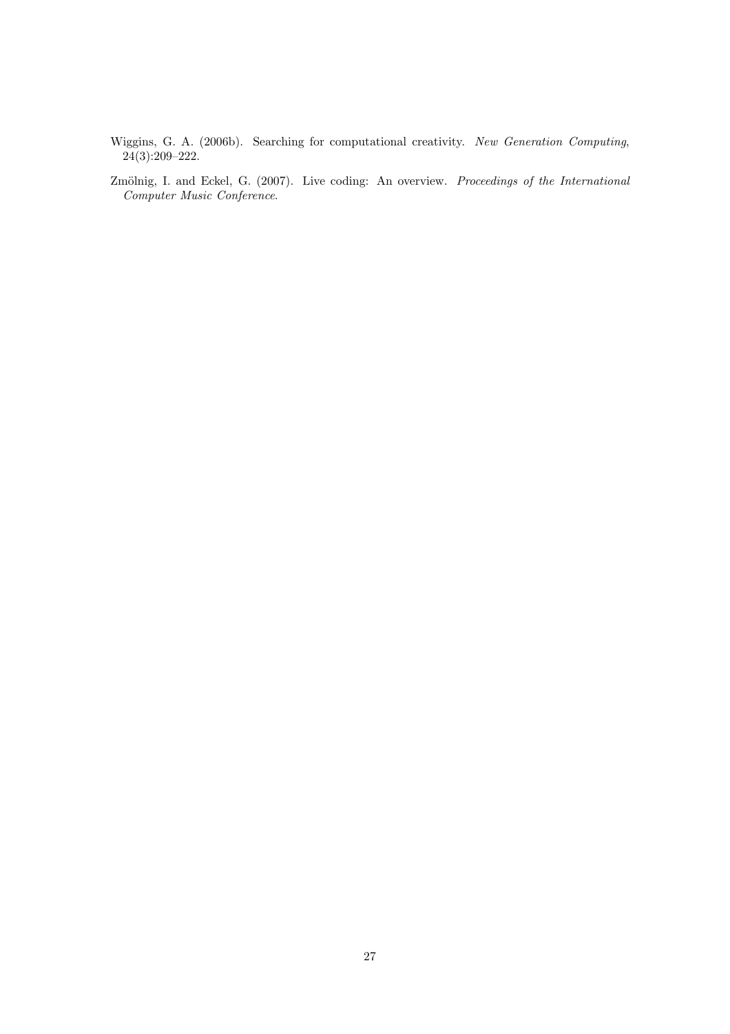Wiggins, G. A. (2006b). Searching for computational creativity. *New Generation Computing*, 24(3):209–222.

Zmölnig, I. and Eckel, G. (2007). Live coding: An overview. *Proceedings of the International Computer Music Conference*.